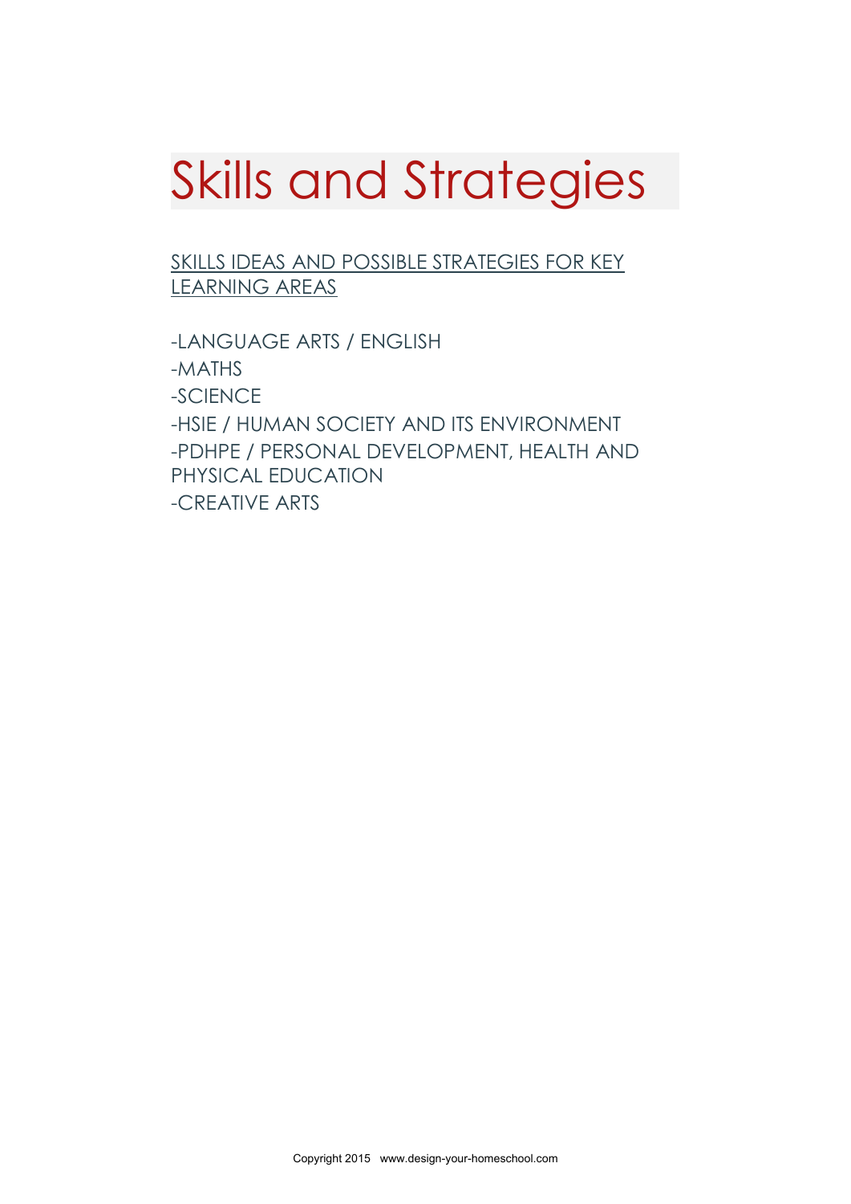# Skills and Strategies

SKILLS IDEAS AND POSSIBLE STRATEGIES FOR KEY LEARNING AREAS

-LANGUAGE ARTS / ENGLISH
-MATHS
-SCIENCE
-HSIE / HUMAN SOCIETY AND ITS ENVIRONMENT
-PDHPE / PERSONAL DEVELOPMENT, HEALTH AND PHYSICAL EDUCATION
-CREATIVE ARTS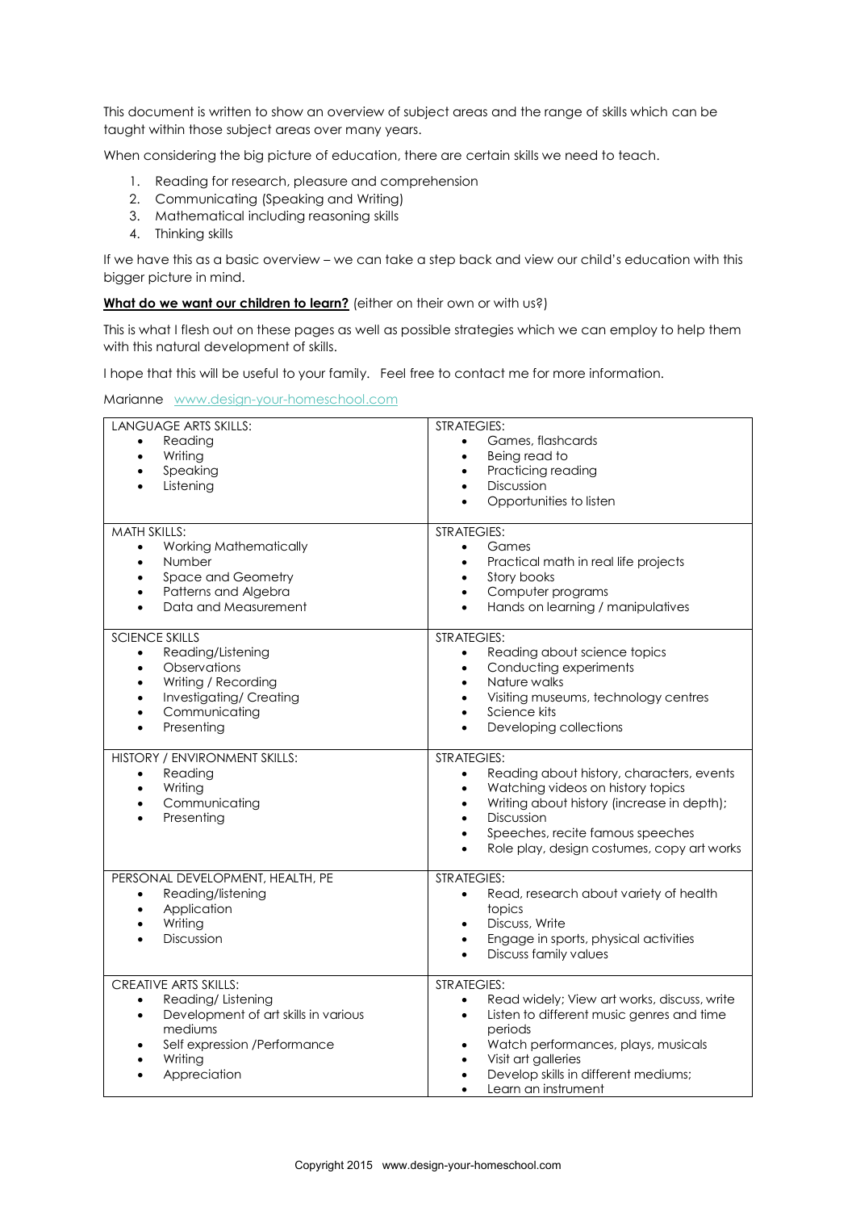This document is written to show an overview of subject areas and the range of skills which can be taught within those subject areas over many years.

When considering the big picture of education, there are certain skills we need to teach.

1. Reading for research, pleasure and comprehension
2. Communicating (Speaking and Writing)
3. Mathematical including reasoning skills
4. Thinking skills

If we have this as a basic overview – we can take a step back and view our child's education with this bigger picture in mind.

**What do we want our children to learn?** (either on their own or with us?)

This is what I flesh out on these pages as well as possible strategies which we can employ to help them with this natural development of skills.

I hope that this will be useful to your family. Feel free to contact me for more information.

Marianne www.design-your-homeschool.com

| LANGUAGE ARTS SKILLS: | STRATEGIES: |
|---|---|
| • Reading<br>• Writing<br>• Speaking<br>• Listening | • Games, flashcards<br>• Being read to<br>• Practicing reading<br>• Discussion<br>• Opportunities to listen |
| **MATH SKILLS:** | **STRATEGIES:** |
| • Working Mathematically<br>• Number<br>• Space and Geometry<br>• Patterns and Algebra<br>• Data and Measurement | • Games<br>• Practical math in real life projects<br>• Story books<br>• Computer programs<br>• Hands on learning / manipulatives |
| **SCIENCE SKILLS** | **STRATEGIES:** |
| • Reading/Listening<br>• Observations<br>• Writing / Recording<br>• Investigating/ Creating<br>• Communicating<br>• Presenting | • Reading about science topics<br>• Conducting experiments<br>• Nature walks<br>• Visiting museums, technology centres<br>• Science kits<br>• Developing collections |
| **HISTORY / ENVIRONMENT SKILLS:** | **STRATEGIES:** |
| • Reading<br>• Writing<br>• Communicating<br>• Presenting | • Reading about history, characters, events<br>• Watching videos on history topics<br>• Writing about history (increase in depth);<br>• Discussion<br>• Speeches, recite famous speeches<br>• Role play, design costumes, copy art works |
| **PERSONAL DEVELOPMENT, HEALTH, PE** | **STRATEGIES:** |
| • Reading/listening<br>• Application<br>• Writing<br>• Discussion | • Read, research about variety of health topics<br>• Discuss, Write<br>• Engage in sports, physical activities<br>• Discuss family values |
| **CREATIVE ARTS SKILLS:** | **STRATEGIES:** |
| • Reading/ Listening<br>• Development of art skills in various mediums<br>• Self expression /Performance<br>• Writing<br>• Appreciation | • Read widely; View art works, discuss, write<br>• Listen to different music genres and time periods<br>• Watch performances, plays, musicals<br>• Visit art galleries<br>• Develop skills in different mediums;<br>• Learn an instrument |

Copyright 2015 www.design-your-homeschool.com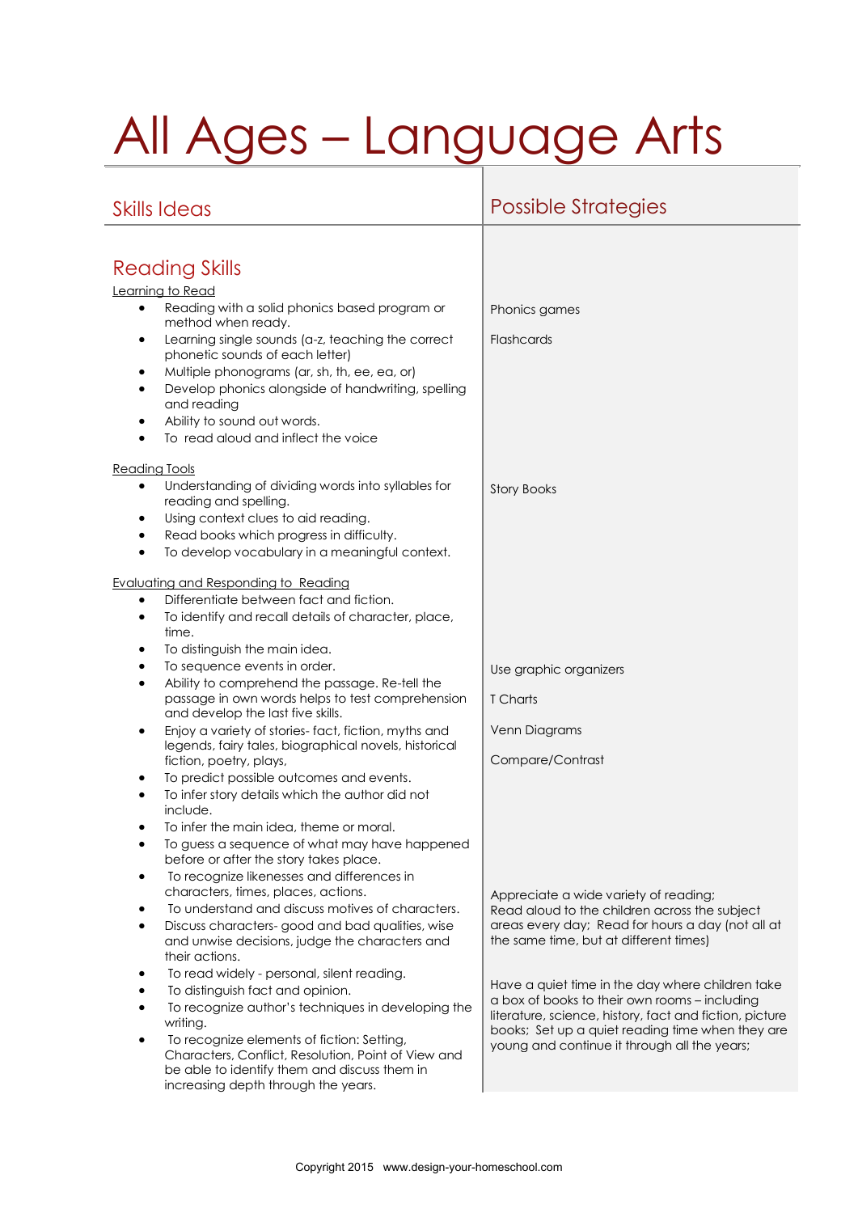# All Ages – Language Arts

| Skills Ideas | Possible Strategies |
|---|---|
| **Reading Skills** | |
| Learning to Read | |
| • Reading with a solid phonics based program or method when ready. | Phonics games |
| • Learning single sounds (a-z, teaching the correct phonetic sounds of each letter) | Flashcards |
| • Multiple phonograms (ar, sh, th, ee, ea, or) | |
| • Develop phonics alongside of handwriting, spelling and reading | |
| • Ability to sound out words. | |
| • To read aloud and inflect the voice | |
| Reading Tools | |
| • Understanding of dividing words into syllables for reading and spelling. | Story Books |
| • Using context clues to aid reading. | |
| • Read books which progress in difficulty. | |
| • To develop vocabulary in a meaningful context. | |
| Evaluating and Responding to Reading | |
| • Differentiate between fact and fiction. | |
| • To identify and recall details of character, place, time. | |
| • To distinguish the main idea. | |
| • To sequence events in order. | Use graphic organizers |
| • Ability to comprehend the passage. Re-tell the passage in own words helps to test comprehension and develop the last five skills. | T Charts |
| • Enjoy a variety of stories- fact, fiction, myths and legends, fairy tales, biographical novels, historical fiction, poetry, plays, | Venn Diagrams<br><br>Compare/Contrast |
| • To predict possible outcomes and events. | |
| • To infer story details which the author did not include. | |
| • To infer the main idea, theme or moral. | |
| • To guess a sequence of what may have happened before or after the story takes place. | |
| • To recognize likenesses and differences in characters, times, places, actions. | Appreciate a wide variety of reading; Read aloud to the children across the subject areas every day; Read for hours a day (not all at the same time, but at different times) |
| • To understand and discuss motives of characters. | |
| • Discuss characters- good and bad qualities, wise and unwise decisions, judge the characters and their actions. | |
| • To read widely - personal, silent reading. | Have a quiet time in the day where children take a box of books to their own rooms – including literature, science, history, fact and fiction, picture books; Set up a quiet reading time when they are young and continue it through all the years; |
| • To distinguish fact and opinion. | |
| • To recognize author's techniques in developing the writing. | |
| • To recognize elements of fiction: Setting, Characters, Conflict, Resolution, Point of View and be able to identify them and discuss them in increasing depth through the years. | |

Copyright 2015 www.design-your-homeschool.com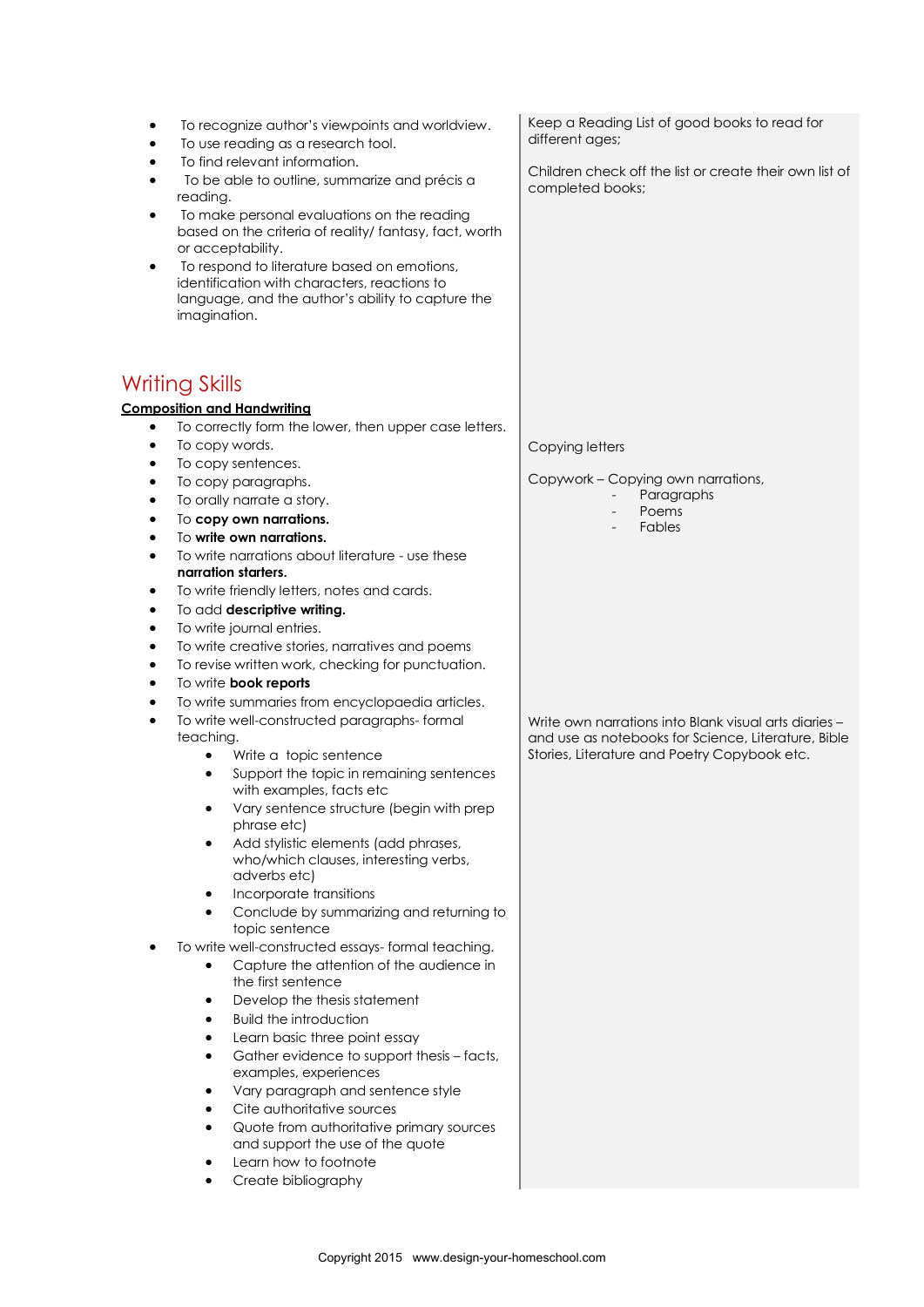- To recognize author's viewpoints and worldview.
- To use reading as a research tool.
- To find relevant information.
- To be able to outline, summarize and précis a reading.
- To make personal evaluations on the reading based on the criteria of reality/ fantasy, fact, worth or acceptability.
- To respond to literature based on emotions, identification with characters, reactions to language, and the author's ability to capture the imagination.

Keep a Reading List of good books to read for different ages;

Children check off the list or create their own list of completed books;

## Writing Skills

**Composition and Handwriting**

- To correctly form the lower, then upper case letters.
- To copy words.
- To copy sentences.
- To copy paragraphs.
- To orally narrate a story.
- To **copy own narrations.**
- To **write own narrations.**
- To write narrations about literature - use these **narration starters.**
- To write friendly letters, notes and cards.
- To add **descriptive writing.**
- To write journal entries.
- To write creative stories, narratives and poems
- To revise written work, checking for punctuation.
- To write **book reports**
- To write summaries from encyclopaedia articles.
- To write well-constructed paragraphs- formal teaching.
    - Write a topic sentence
    - Support the topic in remaining sentences with examples, facts etc
    - Vary sentence structure (begin with prep phrase etc)
    - Add stylistic elements (add phrases, who/which clauses, interesting verbs, adverbs etc)
    - Incorporate transitions
    - Conclude by summarizing and returning to topic sentence
- To write well-constructed essays- formal teaching.
    - Capture the attention of the audience in the first sentence
    - Develop the thesis statement
    - Build the introduction
    - Learn basic three point essay
    - Gather evidence to support thesis – facts, examples, experiences
    - Vary paragraph and sentence style
    - Cite authoritative sources
    - Quote from authoritative primary sources and support the use of the quote
    - Learn how to footnote
    - Create bibliography

Copying letters

Copywork – Copying own narrations,
- Paragraphs
- Poems
- Fables

Write own narrations into Blank visual arts diaries – and use as notebooks for Science, Literature, Bible Stories, Literature and Poetry Copybook etc.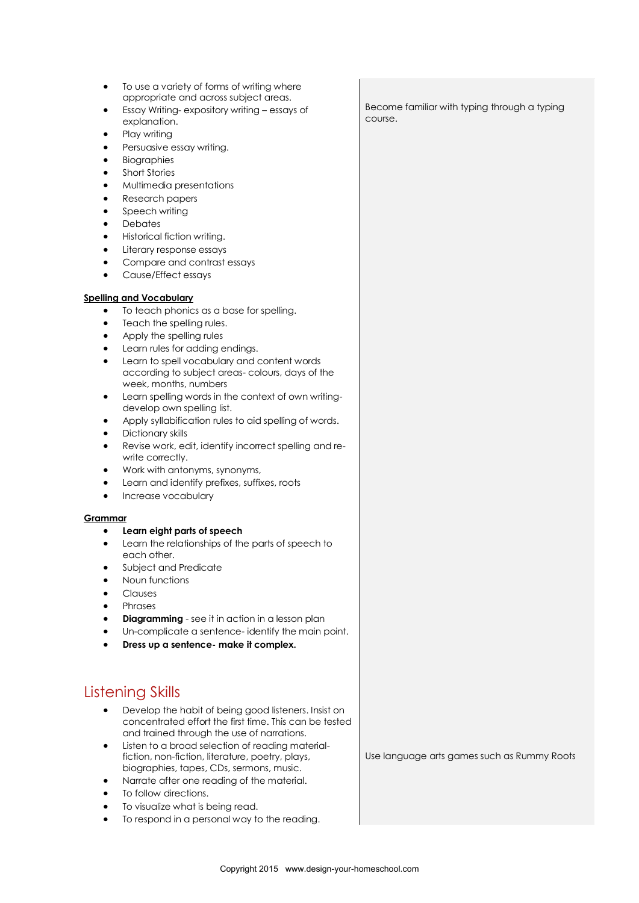- To use a variety of forms of writing where appropriate and across subject areas.
- Essay Writing- expository writing – essays of explanation.
- Play writing
- Persuasive essay writing.
- Biographies
- Short Stories
- Multimedia presentations
- Research papers
- Speech writing
- Debates
- Historical fiction writing.
- Literary response essays
- Compare and contrast essays
- Cause/Effect essays

Become familiar with typing through a typing course.

**Spelling and Vocabulary**

- To teach phonics as a base for spelling.
- Teach the spelling rules.
- Apply the spelling rules
- Learn rules for adding endings.
- Learn to spell vocabulary and content words according to subject areas- colours, days of the week, months, numbers
- Learn spelling words in the context of own writing- develop own spelling list.
- Apply syllabification rules to aid spelling of words.
- Dictionary skills
- Revise work, edit, identify incorrect spelling and re-write correctly.
- Work with antonyms, synonyms,
- Learn and identify prefixes, suffixes, roots
- Increase vocabulary

**Grammar**

- **Learn eight parts of speech**
- Learn the relationships of the parts of speech to each other.
- Subject and Predicate
- Noun functions
- Clauses
- Phrases
- **Diagramming** - see it in action in a lesson plan
- Un-complicate a sentence- identify the main point.
- **Dress up a sentence- make it complex.**

## Listening Skills

- Develop the habit of being good listeners. Insist on concentrated effort the first time. This can be tested and trained through the use of narrations.
- Listen to a broad selection of reading material- fiction, non-fiction, literature, poetry, plays, biographies, tapes, CDs, sermons, music.
- Narrate after one reading of the material.
- To follow directions.
- To visualize what is being read.
- To respond in a personal way to the reading.

Use language arts games such as Rummy Roots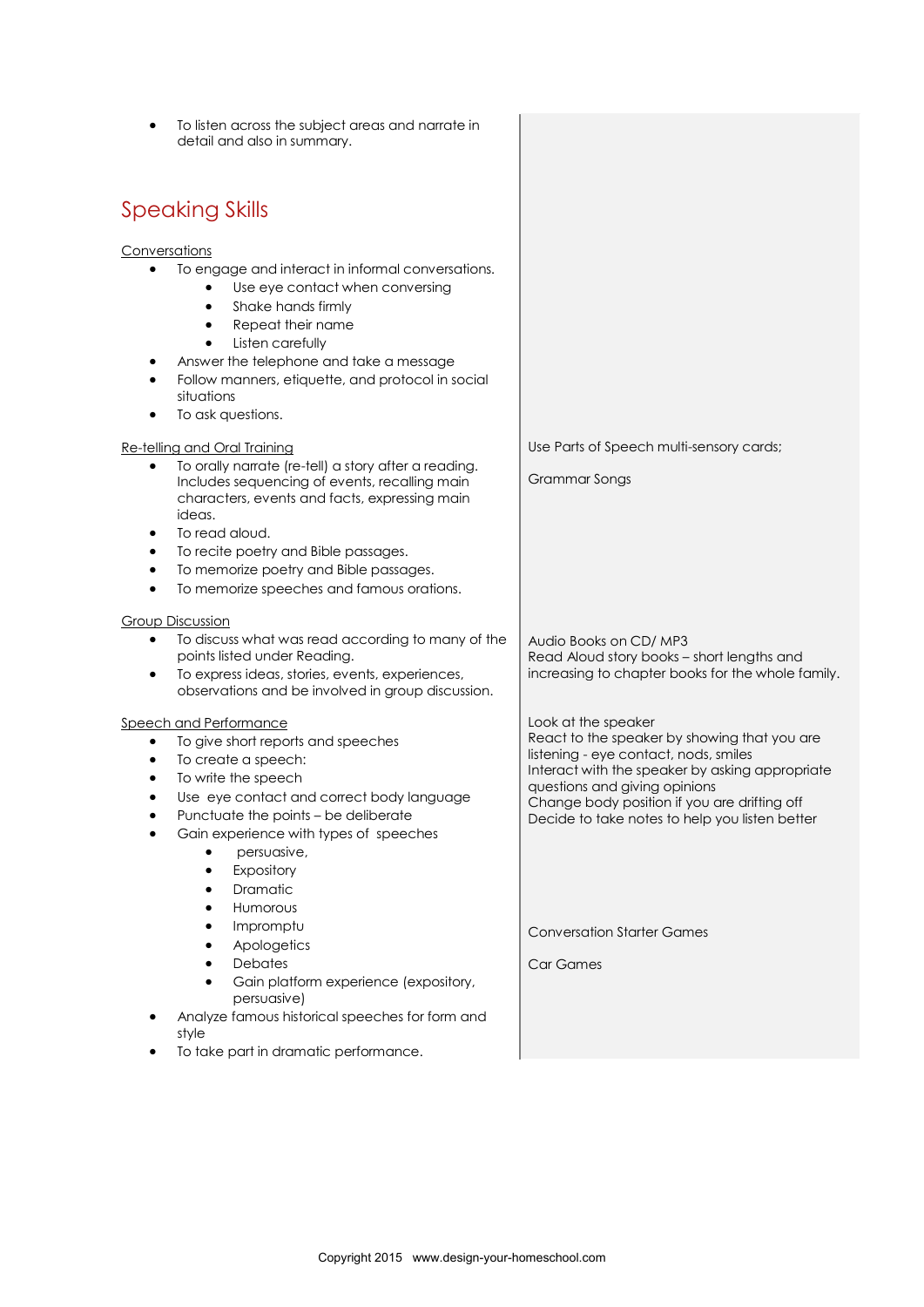- To listen across the subject areas and narrate in detail and also in summary.

## Speaking Skills

Conversations

- To engage and interact in informal conversations.
  - Use eye contact when conversing
  - Shake hands firmly
  - Repeat their name
  - Listen carefully
- Answer the telephone and take a message
- Follow manners, etiquette, and protocol in social situations
- To ask questions.

Re-telling and Oral Training

- To orally narrate (re-tell) a story after a reading. Includes sequencing of events, recalling main characters, events and facts, expressing main ideas.
- To read aloud.
- To recite poetry and Bible passages.
- To memorize poetry and Bible passages.
- To memorize speeches and famous orations.

Use Parts of Speech multi-sensory cards;

Grammar Songs

Group Discussion

- To discuss what was read according to many of the points listed under Reading.
- To express ideas, stories, events, experiences, observations and be involved in group discussion.

Audio Books on CD/ MP3
Read Aloud story books – short lengths and increasing to chapter books for the whole family.

Speech and Performance

- To give short reports and speeches
- To create a speech:
- To write the speech
- Use eye contact and correct body language
- Punctuate the points – be deliberate
- Gain experience with types of speeches
  - persuasive,
  - Expository
  - Dramatic
  - Humorous
  - Impromptu
  - Apologetics
  - Debates
  - Gain platform experience (expository, persuasive)
- Analyze famous historical speeches for form and style
- To take part in dramatic performance.

Look at the speaker
React to the speaker by showing that you are listening - eye contact, nods, smiles
Interact with the speaker by asking appropriate questions and giving opinions
Change body position if you are drifting off
Decide to take notes to help you listen better

Conversation Starter Games

Car Games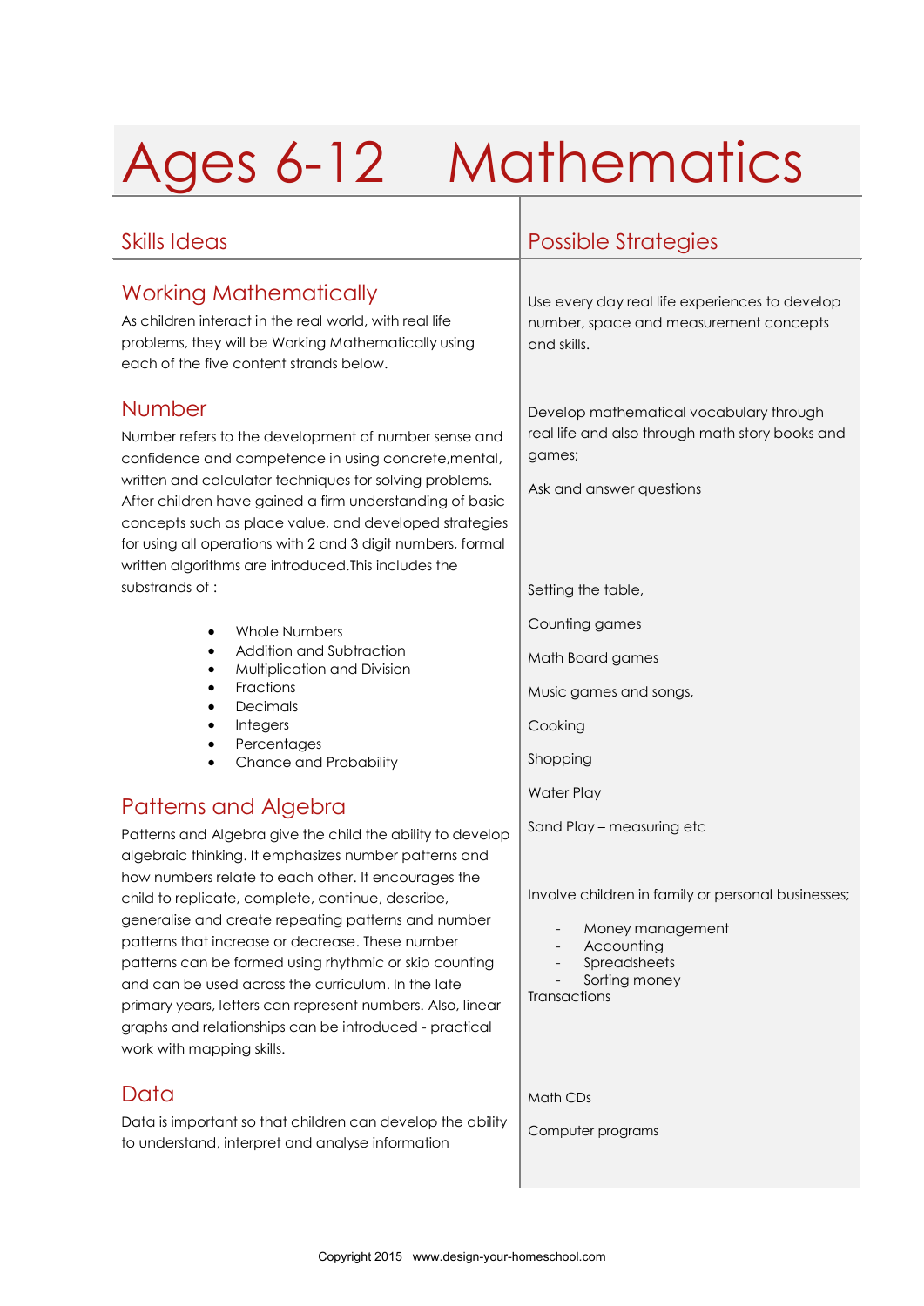# Ages 6-12 Mathematics

## Skills Ideas

### Working Mathematically

As children interact in the real world, with real life problems, they will be Working Mathematically using each of the five content strands below.

### Number

Number refers to the development of number sense and confidence and competence in using concrete,mental, written and calculator techniques for solving problems. After children have gained a firm understanding of basic concepts such as place value, and developed strategies for using all operations with 2 and 3 digit numbers, formal written algorithms are introduced.This includes the substrands of :

- Whole Numbers
- Addition and Subtraction
- Multiplication and Division
- Fractions
- Decimals
- Integers
- Percentages
- Chance and Probability

### Patterns and Algebra

Patterns and Algebra give the child the ability to develop algebraic thinking. It emphasizes number patterns and how numbers relate to each other. It encourages the child to replicate, complete, continue, describe, generalise and create repeating patterns and number patterns that increase or decrease. These number patterns can be formed using rhythmic or skip counting and can be used across the curriculum. In the late primary years, letters can represent numbers. Also, linear graphs and relationships can be introduced - practical work with mapping skills.

### Data

Data is important so that children can develop the ability to understand, interpret and analyse information

## Possible Strategies

Use every day real life experiences to develop number, space and measurement concepts and skills.

Develop mathematical vocabulary through real life and also through math story books and games;

Ask and answer questions

Setting the table,

Counting games

Math Board games

Music games and songs,

Cooking

Shopping

Water Play

Sand Play – measuring etc

Involve children in family or personal businesses;

- Money management
- Accounting
- Spreadsheets
- Sorting money

Transactions

Math CDs

Computer programs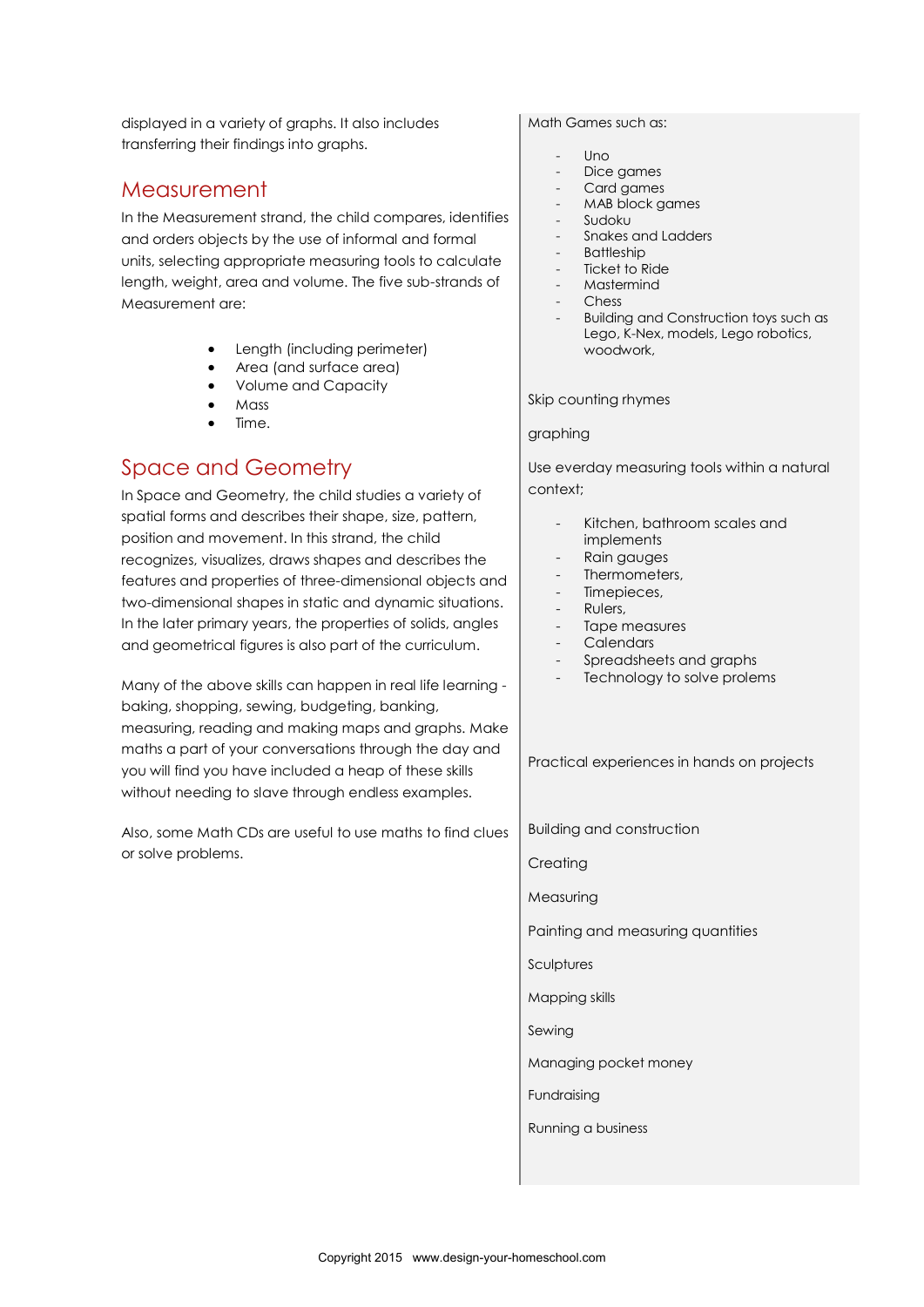displayed in a variety of graphs. It also includes transferring their findings into graphs.

## Measurement

In the Measurement strand, the child compares, identifies and orders objects by the use of informal and formal units, selecting appropriate measuring tools to calculate length, weight, area and volume. The five sub-strands of Measurement are:

- Length (including perimeter)
- Area (and surface area)
- Volume and Capacity
- Mass
- Time.

## Space and Geometry

In Space and Geometry, the child studies a variety of spatial forms and describes their shape, size, pattern, position and movement. In this strand, the child recognizes, visualizes, draws shapes and describes the features and properties of three-dimensional objects and two-dimensional shapes in static and dynamic situations. In the later primary years, the properties of solids, angles and geometrical figures is also part of the curriculum.

Many of the above skills can happen in real life learning - baking, shopping, sewing, budgeting, banking, measuring, reading and making maps and graphs. Make maths a part of your conversations through the day and you will find you have included a heap of these skills without needing to slave through endless examples.

Also, some Math CDs are useful to use maths to find clues or solve problems.

Math Games such as:

- Uno
- Dice games
- Card games
- MAB block games
- Sudoku
- Snakes and Ladders
- Battleship
- Ticket to Ride
- Mastermind
- Chess
- Building and Construction toys such as Lego, K-Nex, models, Lego robotics, woodwork,

Skip counting rhymes

graphing

Use everday measuring tools within a natural context;

- Kitchen, bathroom scales and implements
- Rain gauges
- Thermometers,
- Timepieces,
- Rulers,
- Tape measures
- Calendars
- Spreadsheets and graphs
- Technology to solve prolems

Practical experiences in hands on projects

Building and construction

Creating

Measuring

Painting and measuring quantities

Sculptures

Mapping skills

Sewing

Managing pocket money

Fundraising

Running a business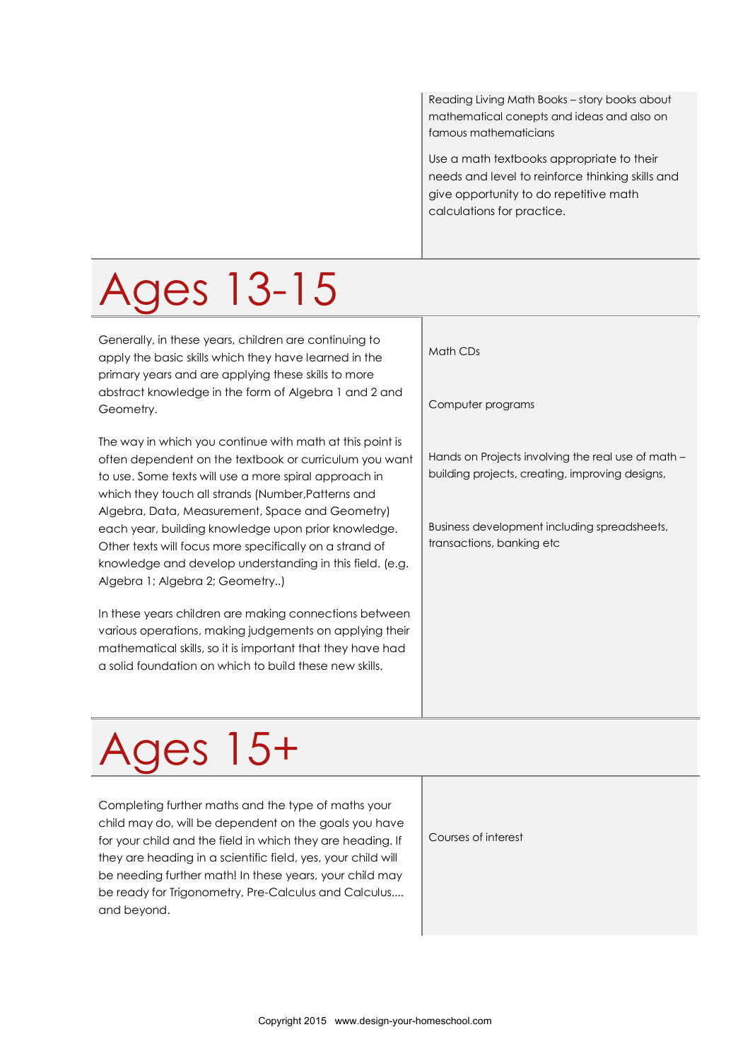Reading Living Math Books – story books about mathematical conepts and ideas and also on famous mathematicians

Use a math textbooks appropriate to their needs and level to reinforce thinking skills and give opportunity to do repetitive math calculations for practice.

# Ages 13-15

Generally, in these years, children are continuing to apply the basic skills which they have learned in the primary years and are applying these skills to more abstract knowledge in the form of Algebra 1 and 2 and Geometry.

The way in which you continue with math at this point is often dependent on the textbook or curriculum you want to use. Some texts will use a more spiral approach in which they touch all strands (Number,Patterns and Algebra, Data, Measurement, Space and Geometry) each year, building knowledge upon prior knowledge. Other texts will focus more specifically on a strand of knowledge and develop understanding in this field. (e.g. Algebra 1; Algebra 2; Geometry..)

In these years children are making connections between various operations, making judgements on applying their mathematical skills, so it is important that they have had a solid foundation on which to build these new skills.

Math CDs

Computer programs

Hands on Projects involving the real use of math – building projects, creating, improving designs,

Business development including spreadsheets, transactions, banking etc

# Ages 15+

Completing further maths and the type of maths your child may do, will be dependent on the goals you have for your child and the field in which they are heading. If they are heading in a scientific field, yes, your child will be needing further math! In these years, your child may be ready for Trigonometry, Pre-Calculus and Calculus.... and beyond.

Courses of interest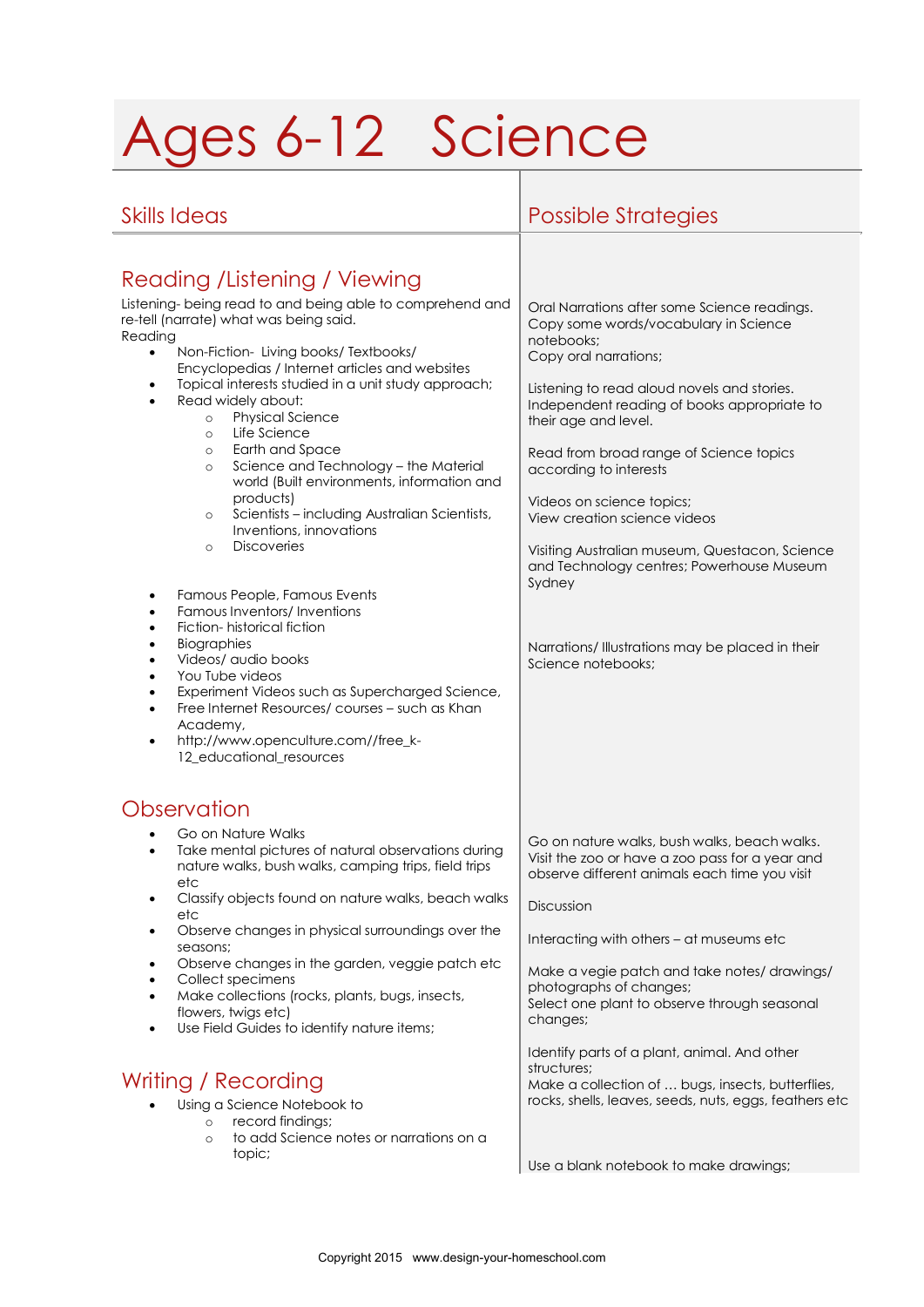# Ages 6-12 Science

| Skills Ideas | Possible Strategies |
|---|---|
| **Reading /Listening / Viewing** | |
| Listening- being read to and being able to comprehend and re-tell (narrate) what was being said. | Oral Narrations after some Science readings. Copy some words/vocabulary in Science notebooks; Copy oral narrations; |
| Reading<br>• Non-Fiction- Living books/ Textbooks/ Encyclopedias / Internet articles and websites<br>• Topical interests studied in a unit study approach; | Listening to read aloud novels and stories. Independent reading of books appropriate to their age and level. |
| • Read widely about:<br>○ Physical Science<br>○ Life Science<br>○ Earth and Space | Read from broad range of Science topics according to interests |
| ○ Science and Technology – the Material world (Built environments, information and products) | Videos on science topics; View creation science videos |
| ○ Scientists – including Australian Scientists, Inventions, innovations<br>○ Discoveries | Visiting Australian museum, Questacon, Science and Technology centres; Powerhouse Museum Sydney |
| • Famous People, Famous Events<br>• Famous Inventors/ Inventions<br>• Fiction- historical fiction<br>• Biographies<br>• Videos/ audio books<br>• You Tube videos<br>• Experiment Videos such as Supercharged Science,<br>• Free Internet Resources/ courses – such as Khan Academy,<br>• http://www.openculture.com//free_k-12_educational_resources | Narrations/ Illustrations may be placed in their Science notebooks; |
| **Observation** | |
| • Go on Nature Walks<br>• Take mental pictures of natural observations during nature walks, bush walks, camping trips, field trips etc | Go on nature walks, bush walks, beach walks. Visit the zoo or have a zoo pass for a year and observe different animals each time you visit |
| • Classify objects found on nature walks, beach walks etc | Discussion |
| • Observe changes in physical surroundings over the seasons; | Interacting with others – at museums etc |
| • Observe changes in the garden, veggie patch etc<br>• Collect specimens<br>• Make collections (rocks, plants, bugs, insects, flowers, twigs etc) | Make a vegie patch and take notes/ drawings/ photographs of changes; Select one plant to observe through seasonal changes; |
| • Use Field Guides to identify nature items; | Identify parts of a plant, animal. And other structures; Make a collection of … bugs, insects, butterflies, rocks, shells, leaves, seeds, nuts, eggs, feathers etc |
| **Writing / Recording** | |
| • Using a Science Notebook to<br>○ record findings;<br>○ to add Science notes or narrations on a topic; | Use a blank notebook to make drawings; |

Copyright 2015 www.design-your-homeschool.com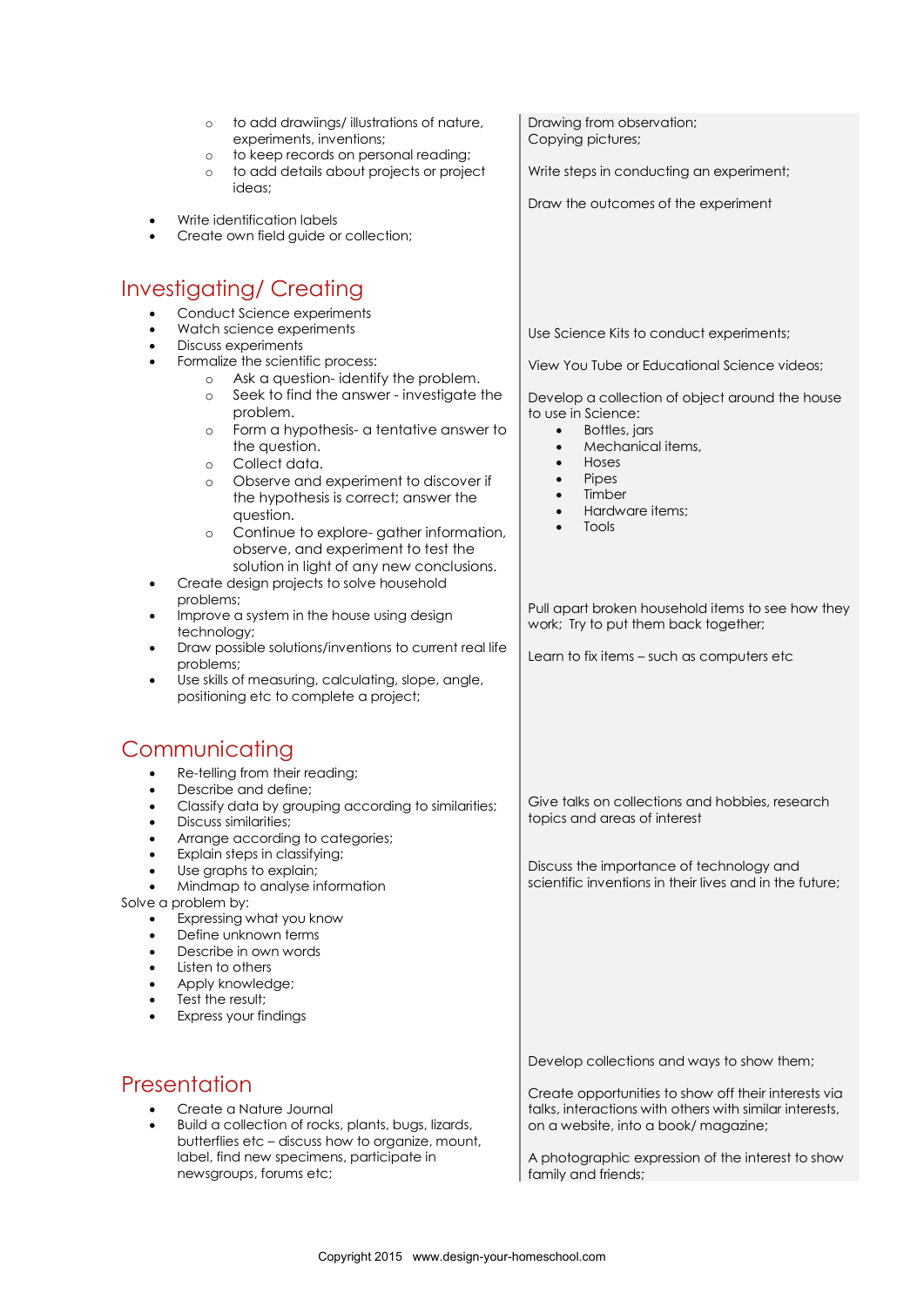- to add drawiings/ illustrations of nature, experiments, inventions;
- to keep records on personal reading;
- to add details about projects or project ideas;

- Write identification labels
- Create own field guide or collection;

Drawing from observation;
Copying pictures;

Write steps in conducting an experiment;

Draw the outcomes of the experiment

## Investigating/ Creating

- Conduct Science experiments
- Watch science experiments
- Discuss experiments
- Formalize the scientific process:
  - Ask a question- identify the problem.
  - Seek to find the answer - investigate the problem.
  - Form a hypothesis- a tentative answer to the question.
  - Collect data.
  - Observe and experiment to discover if the hypothesis is correct; answer the question.
  - Continue to explore- gather information, observe, and experiment to test the solution in light of any new conclusions.
- Create design projects to solve household problems;
- Improve a system in the house using design technology;
- Draw possible solutions/inventions to current real life problems;
- Use skills of measuring, calculating, slope, angle, positioning etc to complete a project;

Use Science Kits to conduct experiments;

View You Tube or Educational Science videos;

Develop a collection of object around the house to use in Science:

- Bottles, jars
- Mechanical items,
- Hoses
- Pipes
- Timber
- Hardware items;
- Tools

Pull apart broken household items to see how they work; Try to put them back together;

Learn to fix items – such as computers etc

## Communicating

- Re-telling from their reading;
- Describe and define;
- Classify data by grouping according to similarities;
- Discuss similarities;
- Arrange according to categories;
- Explain steps in classifying;
- Use graphs to explain;
- Mindmap to analyse information

Solve a problem by:

- Expressing what you know
- Define unknown terms
- Describe in own words
- Listen to others
- Apply knowledge;
- Test the result;
- Express your findings

Give talks on collections and hobbies, research topics and areas of interest

Discuss the importance of technology and scientific inventions in their lives and in the future;

## Presentation

- Create a Nature Journal
- Build a collection of rocks, plants, bugs, lizards, butterflies etc – discuss how to organize, mount, label, find new specimens, participate in newsgroups, forums etc;

Develop collections and ways to show them;

Create opportunities to show off their interests via talks, interactions with others with similar interests, on a website, into a book/ magazine;

A photographic expression of the interest to show family and friends;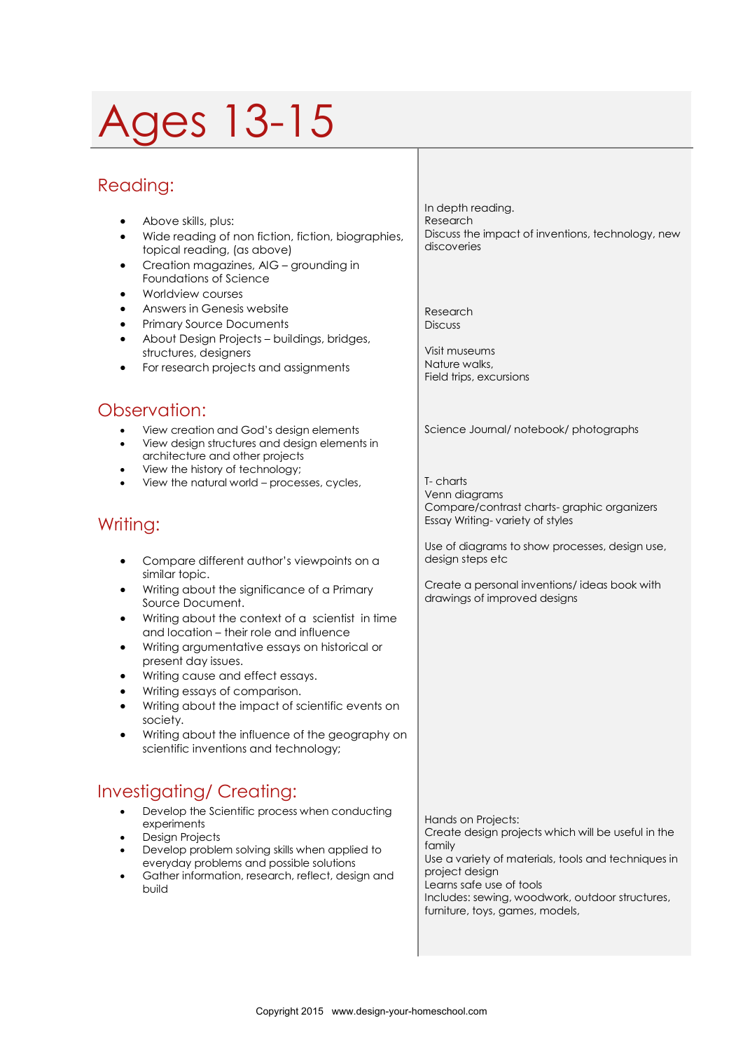# Ages 13-15

## Reading:

- Above skills, plus:
- Wide reading of non fiction, fiction, biographies, topical reading, (as above)
- Creation magazines, AIG – grounding in Foundations of Science
- Worldview courses
- Answers in Genesis website
- Primary Source Documents
- About Design Projects – buildings, bridges, structures, designers
- For research projects and assignments

In depth reading.
Research
Discuss the impact of inventions, technology, new discoveries

Research
Discuss

Visit museums
Nature walks,
Field trips, excursions

## Observation:

- View creation and God's design elements
- View design structures and design elements in architecture and other projects
- View the history of technology;
- View the natural world – processes, cycles,

Science Journal/ notebook/ photographs

T- charts
Venn diagrams
Compare/contrast charts- graphic organizers
Essay Writing- variety of styles

Use of diagrams to show processes, design use, design steps etc

Create a personal inventions/ ideas book with drawings of improved designs

## Writing:

- Compare different author's viewpoints on a similar topic.
- Writing about the significance of a Primary Source Document.
- Writing about the context of a scientist in time and location – their role and influence
- Writing argumentative essays on historical or present day issues.
- Writing cause and effect essays.
- Writing essays of comparison.
- Writing about the impact of scientific events on society.
- Writing about the influence of the geography on scientific inventions and technology;

## Investigating/ Creating:

- Develop the Scientific process when conducting experiments
- Design Projects
- Develop problem solving skills when applied to everyday problems and possible solutions
- Gather information, research, reflect, design and build

Hands on Projects:
Create design projects which will be useful in the family
Use a variety of materials, tools and techniques in project design
Learns safe use of tools
Includes: sewing, woodwork, outdoor structures, furniture, toys, games, models,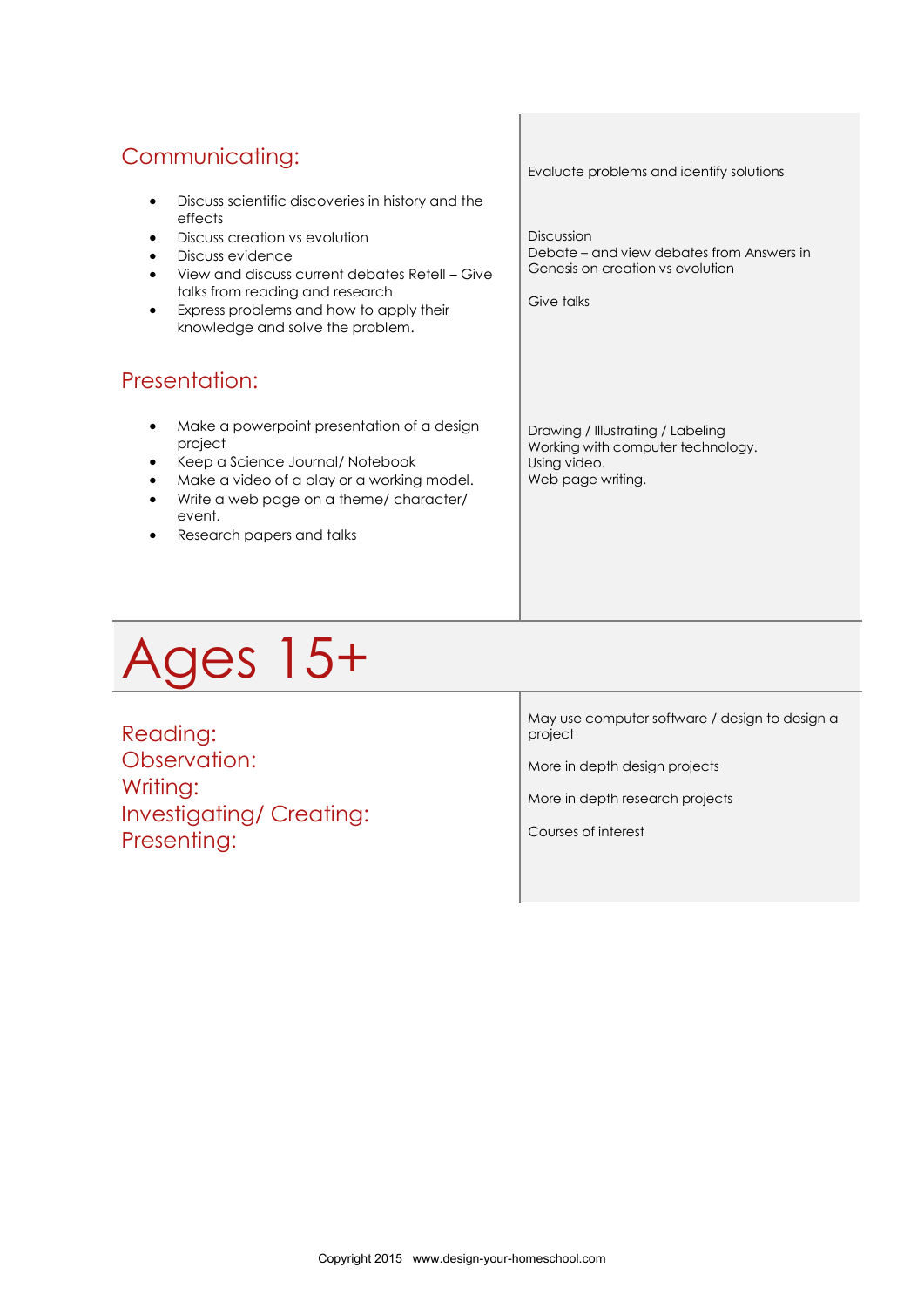## Communicating:

- Discuss scientific discoveries in history and the effects
- Discuss creation vs evolution
- Discuss evidence
- View and discuss current debates Retell – Give talks from reading and research
- Express problems and how to apply their knowledge and solve the problem.

Evaluate problems and identify solutions

Discussion
Debate – and view debates from Answers in Genesis on creation vs evolution

Give talks

## Presentation:

- Make a powerpoint presentation of a design project
- Keep a Science Journal/ Notebook
- Make a video of a play or a working model.
- Write a web page on a theme/ character/ event.
- Research papers and talks

Drawing / Illustrating / Labeling
Working with computer technology.
Using video.
Web page writing.

# Ages 15+

## Reading:
## Observation:
## Writing:
## Investigating/ Creating:
## Presenting:

May use computer software / design to design a project

More in depth design projects

More in depth research projects

Courses of interest

Copyright 2015 www.design-your-homeschool.com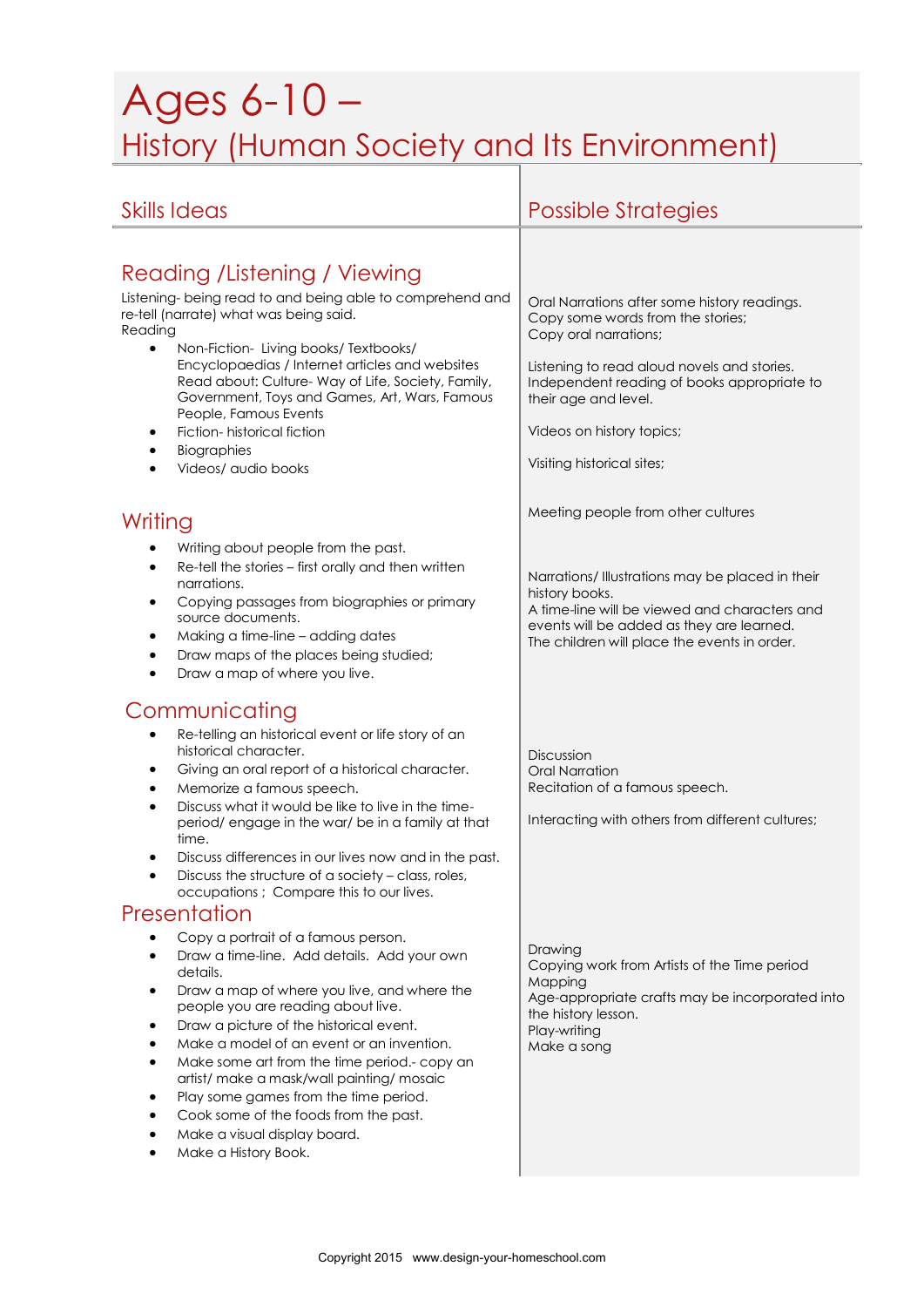# Ages 6-10 – History (Human Society and Its Environment)

| Skills Ideas | Possible Strategies |
|---|---|
| **Reading /Listening / Viewing**<br>Listening- being read to and being able to comprehend and re-tell (narrate) what was being said.<br>Reading<br>• Non-Fiction- Living books/ Textbooks/ Encyclopaedias / Internet articles and websites Read about: Culture- Way of Life, Society, Family, Government, Toys and Games, Art, Wars, Famous People, Famous Events<br>• Fiction- historical fiction<br>• Biographies<br>• Videos/ audio books | Oral Narrations after some history readings.<br>Copy some words from the stories;<br>Copy oral narrations;<br><br>Listening to read aloud novels and stories.<br>Independent reading of books appropriate to their age and level.<br><br>Videos on history topics;<br><br>Visiting historical sites;<br><br>Meeting people from other cultures |
| **Writing**<br>• Writing about people from the past.<br>• Re-tell the stories – first orally and then written narrations.<br>• Copying passages from biographies or primary source documents.<br>• Making a time-line – adding dates<br>• Draw maps of the places being studied;<br>• Draw a map of where you live. | Narrations/ Illustrations may be placed in their history books.<br>A time-line will be viewed and characters and events will be added as they are learned.<br>The children will place the events in order. |
| **Communicating**<br>• Re-telling an historical event or life story of an historical character.<br>• Giving an oral report of a historical character.<br>• Memorize a famous speech.<br>• Discuss what it would be like to live in the time-period/ engage in the war/ be in a family at that time.<br>• Discuss differences in our lives now and in the past.<br>• Discuss the structure of a society – class, roles, occupations ; Compare this to our lives. | Discussion<br>Oral Narration<br>Recitation of a famous speech.<br><br>Interacting with others from different cultures; |
| **Presentation**<br>• Copy a portrait of a famous person.<br>• Draw a time-line. Add details. Add your own details.<br>• Draw a map of where you live, and where the people you are reading about live.<br>• Draw a picture of the historical event.<br>• Make a model of an event or an invention.<br>• Make some art from the time period.- copy an artist/ make a mask/wall painting/ mosaic<br>• Play some games from the time period.<br>• Cook some of the foods from the past.<br>• Make a visual display board.<br>• Make a History Book. | Drawing<br>Copying work from Artists of the Time period<br>Mapping<br>Age-appropriate crafts may be incorporated into the history lesson.<br>Play-writing<br>Make a song |

Copyright 2015 www.design-your-homeschool.com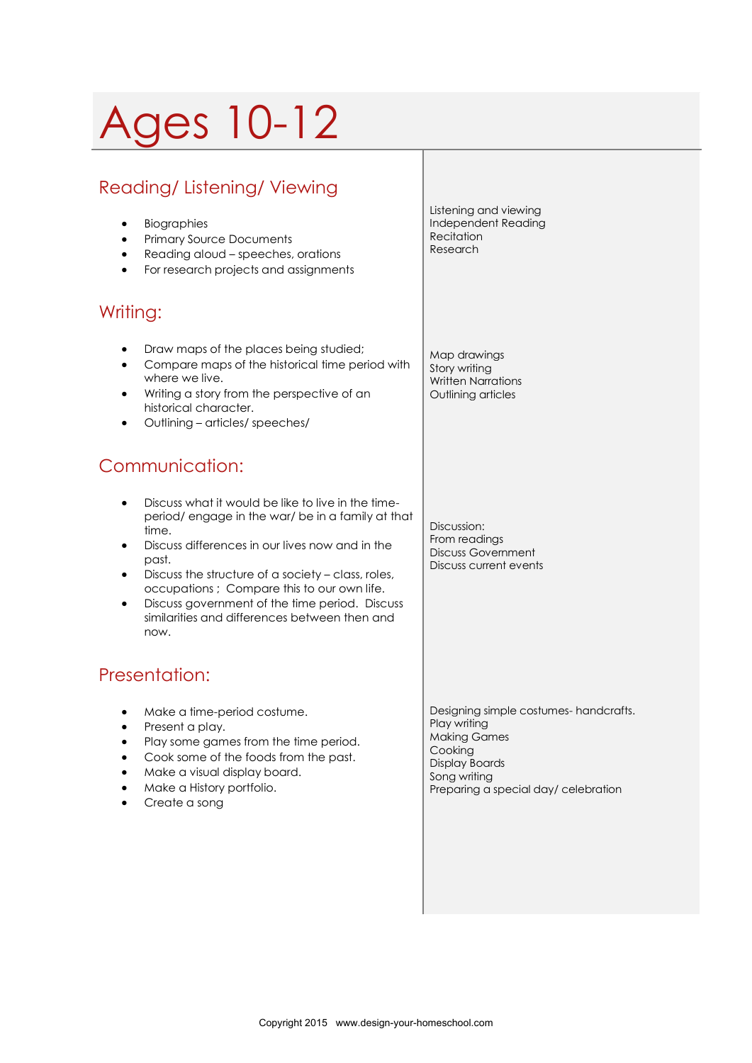# Ages 10-12

## Reading/ Listening/ Viewing

- Biographies
- Primary Source Documents
- Reading aloud – speeches, orations
- For research projects and assignments

Listening and viewing
Independent Reading
Recitation
Research

## Writing:

- Draw maps of the places being studied;
- Compare maps of the historical time period with where we live.
- Writing a story from the perspective of an historical character.
- Outlining – articles/ speeches/

Map drawings
Story writing
Written Narrations
Outlining articles

## Communication:

- Discuss what it would be like to live in the time-period/ engage in the war/ be in a family at that time.
- Discuss differences in our lives now and in the past.
- Discuss the structure of a society – class, roles, occupations ; Compare this to our own life.
- Discuss government of the time period. Discuss similarities and differences between then and now.

Discussion:
From readings
Discuss Government
Discuss current events

## Presentation:

- Make a time-period costume.
- Present a play.
- Play some games from the time period.
- Cook some of the foods from the past.
- Make a visual display board.
- Make a History portfolio.
- Create a song

Designing simple costumes- handcrafts.
Play writing
Making Games
Cooking
Display Boards
Song writing
Preparing a special day/ celebration

Copyright 2015 www.design-your-homeschool.com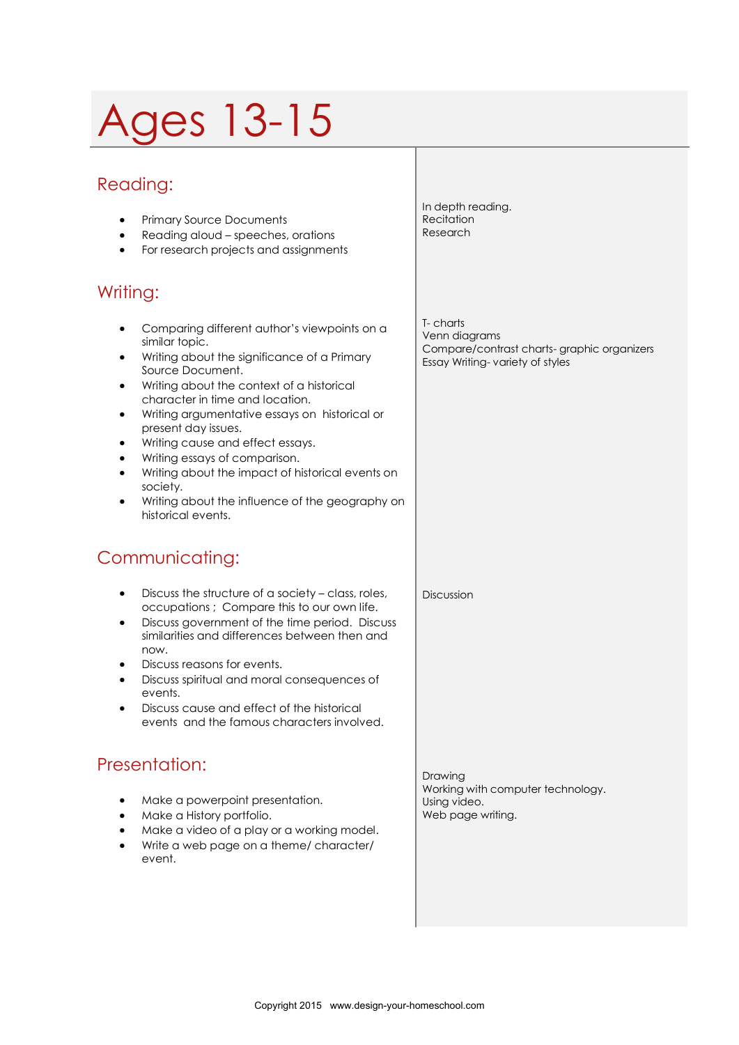# Ages 13-15

## Reading:

- Primary Source Documents
- Reading aloud – speeches, orations
- For research projects and assignments

In depth reading.
Recitation
Research

## Writing:

- Comparing different author's viewpoints on a similar topic.
- Writing about the significance of a Primary Source Document.
- Writing about the context of a historical character in time and location.
- Writing argumentative essays on historical or present day issues.
- Writing cause and effect essays.
- Writing essays of comparison.
- Writing about the impact of historical events on society.
- Writing about the influence of the geography on historical events.

T- charts
Venn diagrams
Compare/contrast charts- graphic organizers
Essay Writing- variety of styles

## Communicating:

- Discuss the structure of a society – class, roles, occupations ; Compare this to our own life.
- Discuss government of the time period. Discuss similarities and differences between then and now.
- Discuss reasons for events.
- Discuss spiritual and moral consequences of events.
- Discuss cause and effect of the historical events and the famous characters involved.

Discussion

## Presentation:

- Make a powerpoint presentation.
- Make a History portfolio.
- Make a video of a play or a working model.
- Write a web page on a theme/ character/ event.

Drawing
Working with computer technology.
Using video.
Web page writing.

Copyright 2015 www.design-your-homeschool.com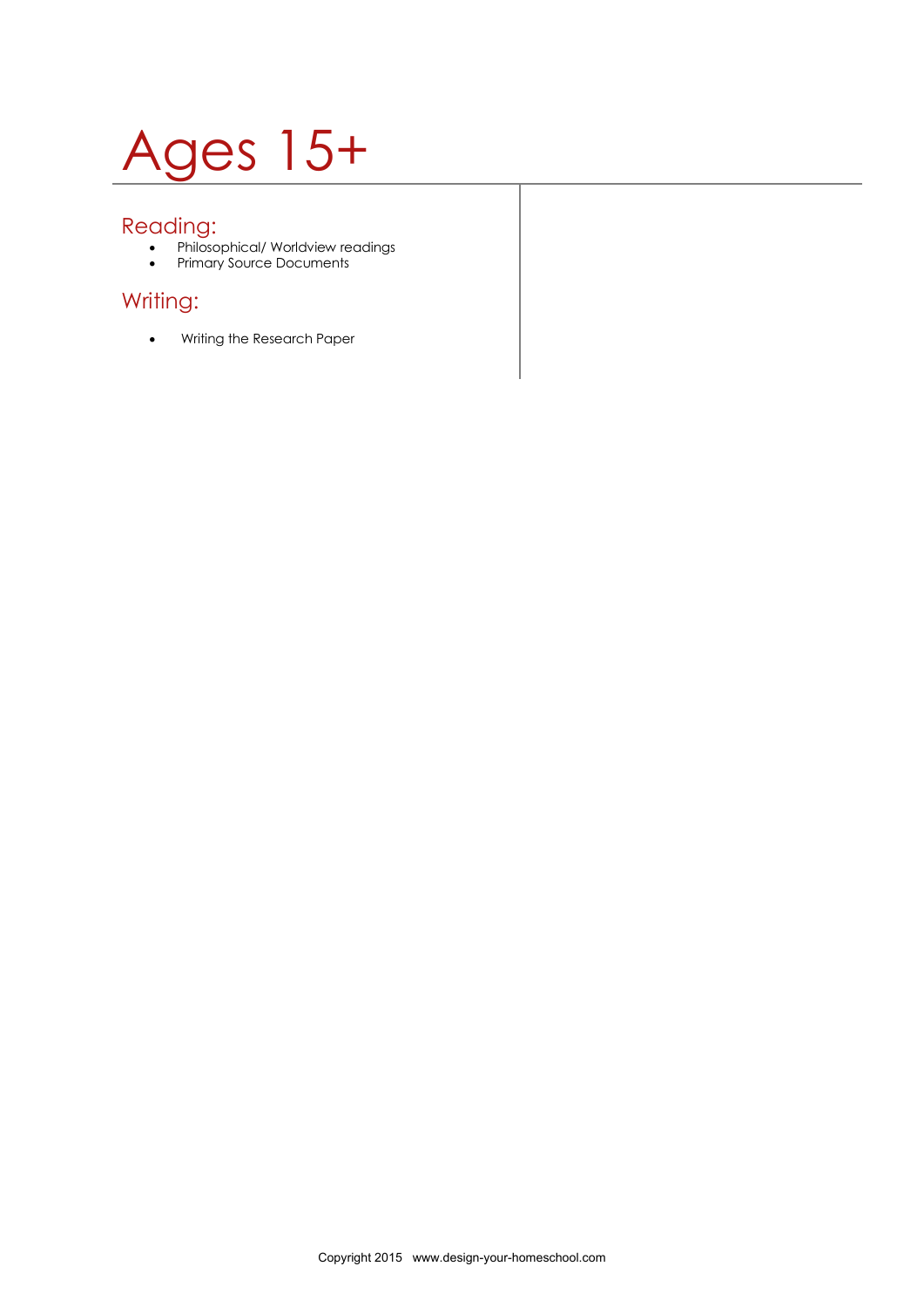# Ages 15+

## Reading:

- Philosophical/ Worldview readings
- Primary Source Documents

## Writing:

- Writing the Research Paper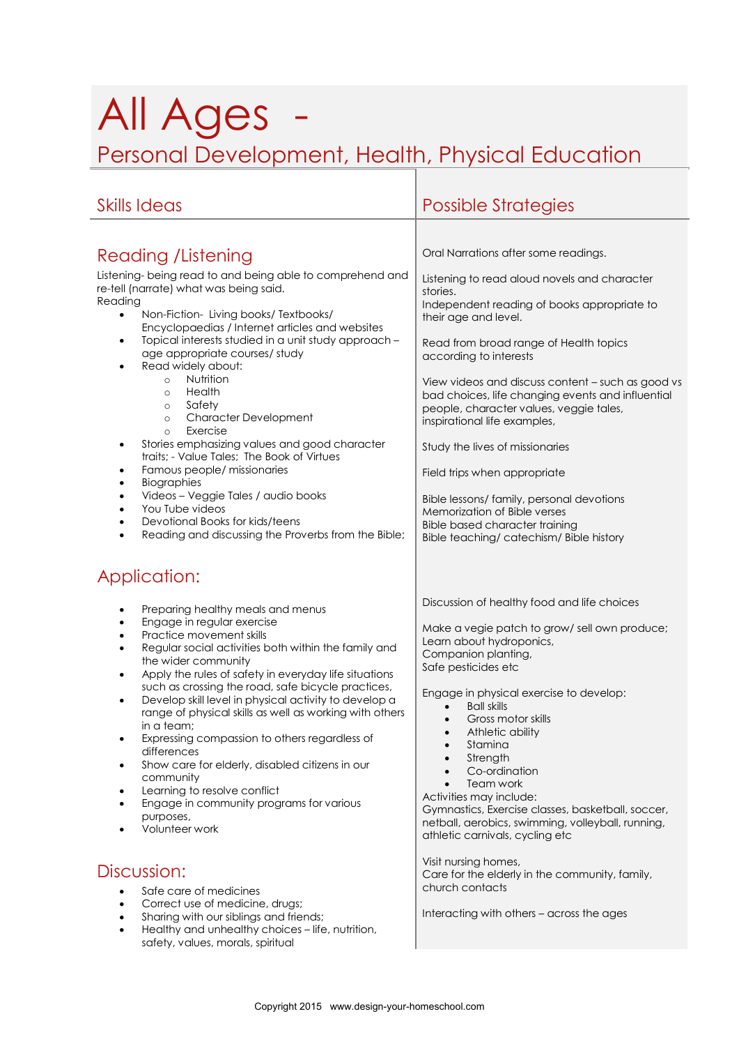# All Ages -

## Personal Development, Health, Physical Education

| Skills Ideas | Possible Strategies |
|---|---|

## Skills Ideas

### Reading /Listening

Listening- being read to and being able to comprehend and re-tell (narrate) what was being said.
Reading

- Non-Fiction- Living books/ Textbooks/ Encyclopaedias / Internet articles and websites
- Topical interests studied in a unit study approach – age appropriate courses/ study
- Read widely about:
  - Nutrition
  - Health
  - Safety
  - Character Development
  - Exercise
- Stories emphasizing values and good character traits; - Value Tales; The Book of Virtues
- Famous people/ missionaries
- Biographies
- Videos – Veggie Tales / audio books
- You Tube videos
- Devotional Books for kids/teens
- Reading and discussing the Proverbs from the Bible;

### Application:

- Preparing healthy meals and menus
- Engage in regular exercise
- Practice movement skills
- Regular social activities both within the family and the wider community
- Apply the rules of safety in everyday life situations such as crossing the road, safe bicycle practices,
- Develop skill level in physical activity to develop a range of physical skills as well as working with others in a team;
- Expressing compassion to others regardless of differences
- Show care for elderly, disabled citizens in our community
- Learning to resolve conflict
- Engage in community programs for various purposes,
- Volunteer work

### Discussion:

- Safe care of medicines
- Correct use of medicine, drugs;
- Sharing with our siblings and friends;
- Healthy and unhealthy choices – life, nutrition, safety, values, morals, spiritual

## Possible Strategies

Oral Narrations after some readings.

Listening to read aloud novels and character stories.
Independent reading of books appropriate to their age and level.

Read from broad range of Health topics according to interests

View videos and discuss content – such as good vs bad choices, life changing events and influential people, character values, veggie tales, inspirational life examples,

Study the lives of missionaries

Field trips when appropriate

Bible lessons/ family, personal devotions
Memorization of Bible verses
Bible based character training
Bible teaching/ catechism/ Bible history

Discussion of healthy food and life choices

Make a vegie patch to grow/ sell own produce;
Learn about hydroponics,
Companion planting,
Safe pesticides etc

Engage in physical exercise to develop:

- Ball skills
- Gross motor skills
- Athletic ability
- Stamina
- Strength
- Co-ordination
- Team work

Activities may include:
Gymnastics, Exercise classes, basketball, soccer, netball, aerobics, swimming, volleyball, running, athletic carnivals, cycling etc

Visit nursing homes,
Care for the elderly in the community, family, church contacts

Interacting with others – across the ages

Copyright 2015 www.design-your-homeschool.com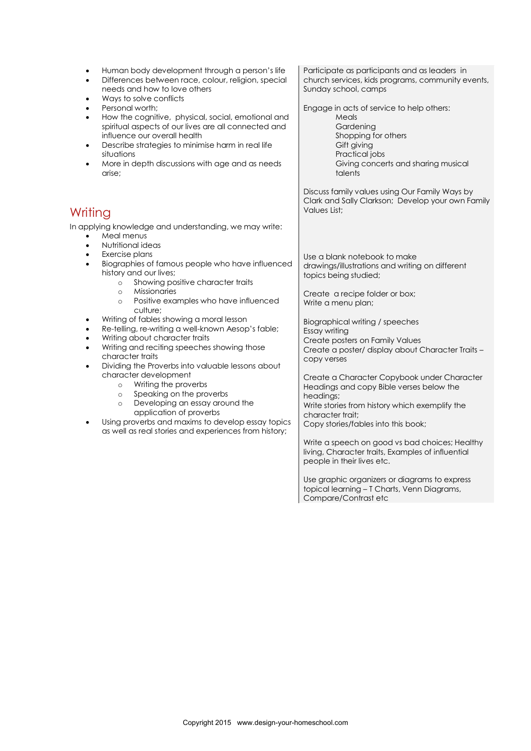- Human body development through a person's life
- Differences between race, colour, religion, special needs and how to love others
- Ways to solve conflicts
- Personal worth;
- How the cognitive, physical, social, emotional and spiritual aspects of our lives are all connected and influence our overall health
- Describe strategies to minimise harm in real life situations
- More in depth discussions with age and as needs arise;

Participate as participants and as leaders in church services, kids programs, community events, Sunday school, camps

Engage in acts of service to help others:

- Meals
- Gardening
- Shopping for others
- Gift giving
- Practical jobs
- Giving concerts and sharing musical talents

Discuss family values using Our Family Ways by Clark and Sally Clarkson; Develop your own Family Values List;

## Writing

In applying knowledge and understanding, we may write:

- Meal menus
- Nutritional ideas
- Exercise plans
- Biographies of famous people who have influenced history and our lives;
  - Showing positive character traits
  - Missionaries
  - Positive examples who have influenced culture;
- Writing of fables showing a moral lesson
- Re-telling, re-writing a well-known Aesop's fable;
- Writing about character traits
- Writing and reciting speeches showing those character traits
- Dividing the Proverbs into valuable lessons about character development
  - Writing the proverbs
  - Speaking on the proverbs
  - Developing an essay around the application of proverbs
- Using proverbs and maxims to develop essay topics as well as real stories and experiences from history;

Use a blank notebook to make drawings/illustrations and writing on different topics being studied;

Create a recipe folder or box;
Write a menu plan;

Biographical writing / speeches
Essay writing
Create posters on Family Values
Create a poster/ display about Character Traits – copy verses

Create a Character Copybook under Character Headings and copy Bible verses below the headings;
Write stories from history which exemplify the character trait;
Copy stories/fables into this book;

Write a speech on good vs bad choices; Healthy living, Character traits, Examples of influential people in their lives etc.

Use graphic organizers or diagrams to express topical learning – T Charts, Venn Diagrams, Compare/Contrast etc

Copyright 2015 www.design-your-homeschool.com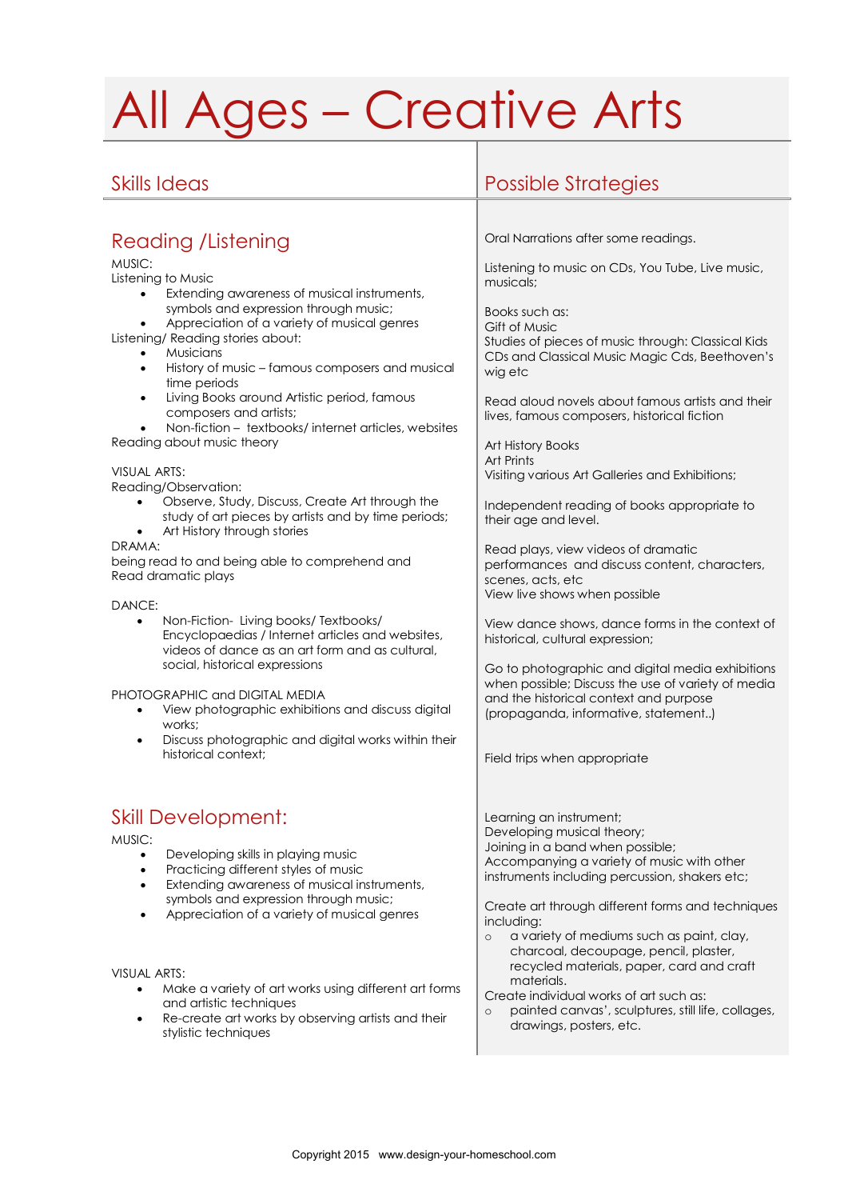# All Ages – Creative Arts

| Skills Ideas | Possible Strategies |
|---|---|
| **Reading /Listening** | |
| MUSIC:<br>Listening to Music<br>• Extending awareness of musical instruments, symbols and expression through music;<br>• Appreciation of a variety of musical genres<br>Listening/ Reading stories about:<br>• Musicians<br>• History of music – famous composers and musical time periods<br>• Living Books around Artistic period, famous composers and artists;<br>• Non-fiction – textbooks/ internet articles, websites<br>Reading about music theory | Oral Narrations after some readings.<br><br>Listening to music on CDs, You Tube, Live music, musicals;<br><br>Books such as:<br>Gift of Music<br>Studies of pieces of music through: Classical Kids CDs and Classical Music Magic Cds, Beethoven's wig etc<br><br>Read aloud novels about famous artists and their lives, famous composers, historical fiction |
| VISUAL ARTS:<br>Reading/Observation:<br>• Observe, Study, Discuss, Create Art through the study of art pieces by artists and by time periods;<br>• Art History through stories | Art History Books<br>Art Prints<br>Visiting various Art Galleries and Exhibitions;<br><br>Independent reading of books appropriate to their age and level. |
| DRAMA:<br>being read to and being able to comprehend and Read dramatic plays | Read plays, view videos of dramatic performances and discuss content, characters, scenes, acts, etc<br>View live shows when possible |
| DANCE:<br>• Non-Fiction- Living books/ Textbooks/ Encyclopaedias / Internet articles and websites, videos of dance as an art form and as cultural, social, historical expressions | View dance shows, dance forms in the context of historical, cultural expression; |
| PHOTOGRAPHIC and DIGITAL MEDIA<br>• View photographic exhibitions and discuss digital works;<br>• Discuss photographic and digital works within their historical context; | Go to photographic and digital media exhibitions when possible; Discuss the use of variety of media and the historical context and purpose (propaganda, informative, statement..)<br><br>Field trips when appropriate |
| **Skill Development:** | |
| MUSIC:<br>• Developing skills in playing music<br>• Practicing different styles of music<br>• Extending awareness of musical instruments, symbols and expression through music;<br>• Appreciation of a variety of musical genres | Learning an instrument;<br>Developing musical theory;<br>Joining in a band when possible;<br>Accompanying a variety of music with other instruments including percussion, shakers etc; |
| VISUAL ARTS:<br>• Make a variety of art works using different art forms and artistic techniques<br>• Re-create art works by observing artists and their stylistic techniques | Create art through different forms and techniques including:<br>○ a variety of mediums such as paint, clay, charcoal, decoupage, pencil, plaster, recycled materials, paper, card and craft materials.<br>Create individual works of art such as:<br>○ painted canvas', sculptures, still life, collages, drawings, posters, etc. |

Copyright 2015 www.design-your-homeschool.com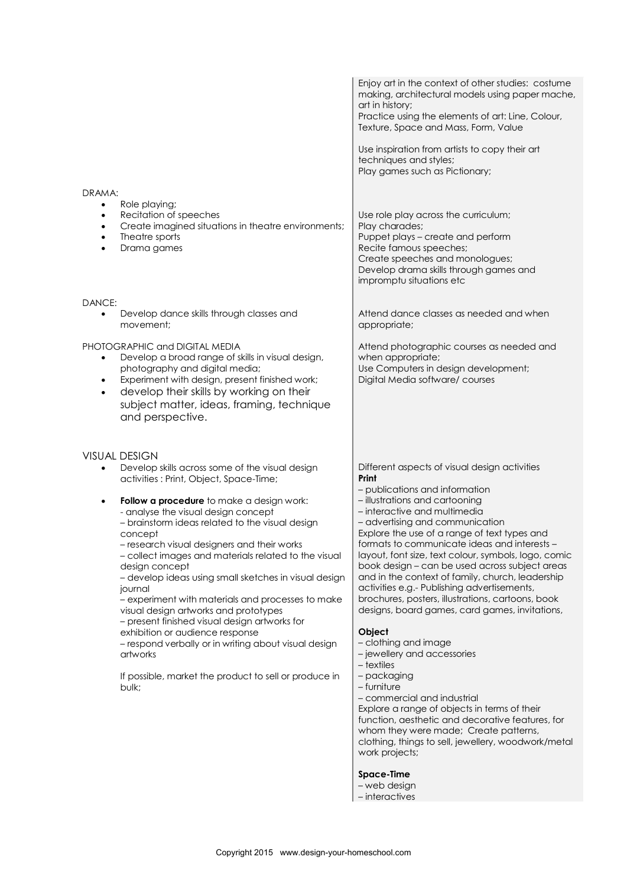| | |
|---|---|
| | Enjoy art in the context of other studies: costume making, architectural models using paper mache, art in history;<br>Practice using the elements of art: Line, Colour, Texture, Space and Mass, Form, Value<br><br>Use inspiration from artists to copy their art techniques and styles;<br>Play games such as Pictionary; |
| DRAMA:<br>• Role playing;<br>• Recitation of speeches<br>• Create imagined situations in theatre environments;<br>• Theatre sports<br>• Drama games | Use role play across the curriculum;<br>Play charades;<br>Puppet plays – create and perform<br>Recite famous speeches;<br>Create speeches and monologues;<br>Develop drama skills through games and impromptu situations etc |
| DANCE:<br>• Develop dance skills through classes and movement; | Attend dance classes as needed and when appropriate; |
| PHOTOGRAPHIC and DIGITAL MEDIA<br>• Develop a broad range of skills in visual design, photography and digital media;<br>• Experiment with design, present finished work;<br>• develop their skills by working on their subject matter, ideas, framing, technique and perspective. | Attend photographic courses as needed and when appropriate;<br>Use Computers in design development;<br>Digital Media software/ courses |
| VISUAL DESIGN<br>• Develop skills across some of the visual design activities : Print, Object, Space-Time;<br><br>• **Follow a procedure** to make a design work:<br>- analyse the visual design concept<br>– brainstorm ideas related to the visual design concept<br>– research visual designers and their works<br>– collect images and materials related to the visual design concept<br>– develop ideas using small sketches in visual design journal<br>– experiment with materials and processes to make visual design artworks and prototypes<br>– present finished visual design artworks for exhibition or audience response<br>– respond verbally or in writing about visual design artworks<br><br>If possible, market the product to sell or produce in bulk; | Different aspects of visual design activities<br>**Print**<br>– publications and information<br>– illustrations and cartooning<br>– interactive and multimedia<br>– advertising and communication<br>Explore the use of a range of text types and formats to communicate ideas and interests – layout, font size, text colour, symbols, logo, comic book design – can be used across subject areas and in the context of family, church, leadership activities e.g.- Publishing advertisements, brochures, posters, illustrations, cartoons, book designs, board games, card games, invitations,<br><br>**Object**<br>– clothing and image<br>– jewellery and accessories<br>– textiles<br>– packaging<br>– furniture<br>– commercial and industrial<br>Explore a range of objects in terms of their function, aesthetic and decorative features, for whom they were made; Create patterns, clothing, things to sell, jewellery, woodwork/metal work projects;<br><br>**Space-Time**<br>– web design<br>– interactives |

Copyright 2015 www.design-your-homeschool.com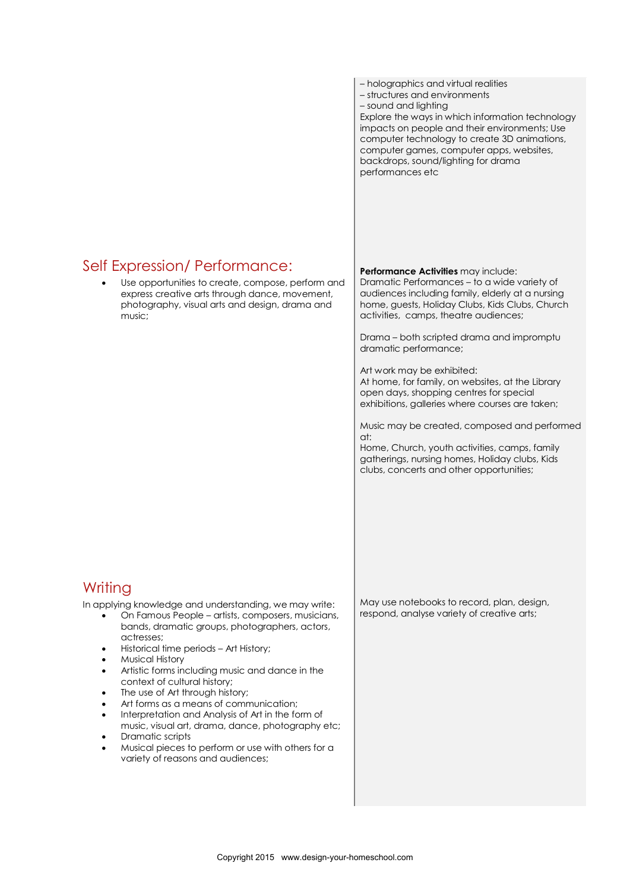– holographics and virtual realities
– structures and environments
– sound and lighting
Explore the ways in which information technology impacts on people and their environments; Use computer technology to create 3D animations, computer games, computer apps, websites, backdrops, sound/lighting for drama performances etc

## Self Expression/ Performance:

- Use opportunities to create, compose, perform and express creative arts through dance, movement, photography, visual arts and design, drama and music;

**Performance Activities** may include:
Dramatic Performances – to a wide variety of audiences including family, elderly at a nursing home, guests, Holiday Clubs, Kids Clubs, Church activities, camps, theatre audiences;

Drama – both scripted drama and impromptu dramatic performance;

Art work may be exhibited:
At home, for family, on websites, at the Library open days, shopping centres for special exhibitions, galleries where courses are taken;

Music may be created, composed and performed at:
Home, Church, youth activities, camps, family gatherings, nursing homes, Holiday clubs, Kids clubs, concerts and other opportunities;

## Writing

In applying knowledge and understanding, we may write:

- On Famous People – artists, composers, musicians, bands, dramatic groups, photographers, actors, actresses;
- Historical time periods – Art History;
- Musical History
- Artistic forms including music and dance in the context of cultural history;
- The use of Art through history;
- Art forms as a means of communication;
- Interpretation and Analysis of Art in the form of music, visual art, drama, dance, photography etc;
- Dramatic scripts
- Musical pieces to perform or use with others for a variety of reasons and audiences;

May use notebooks to record, plan, design, respond, analyse variety of creative arts;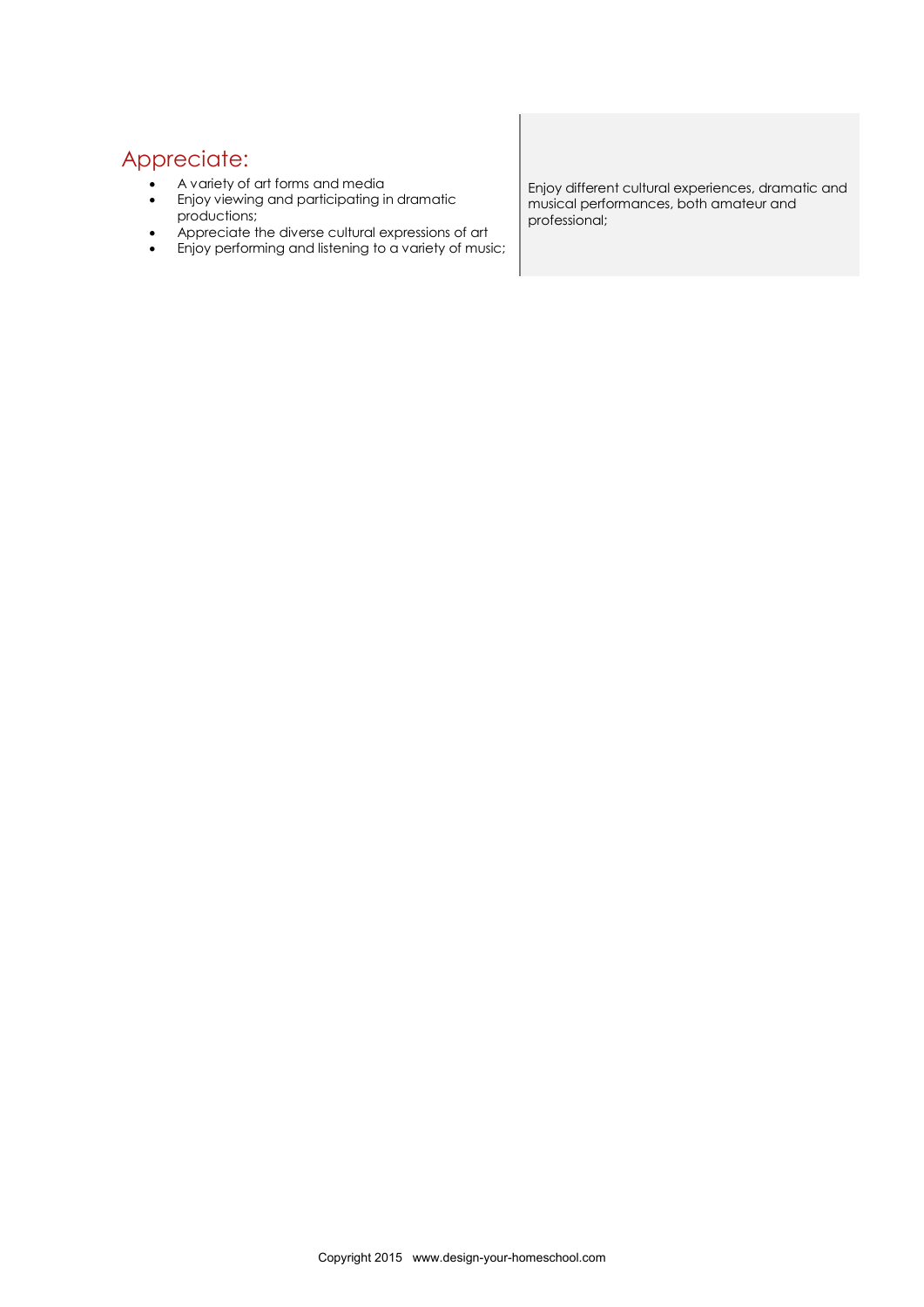## Appreciate:

- A variety of art forms and media
- Enjoy viewing and participating in dramatic productions;
- Appreciate the diverse cultural expressions of art
- Enjoy performing and listening to a variety of music;

Enjoy different cultural experiences, dramatic and musical performances, both amateur and professional;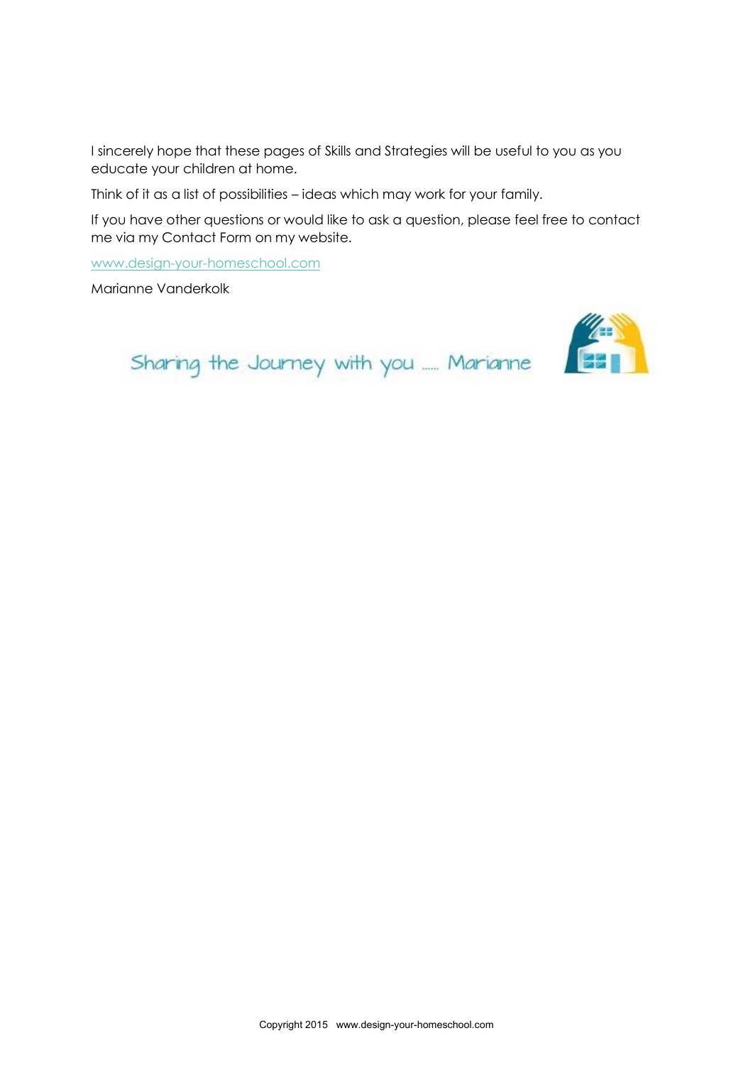I sincerely hope that these pages of Skills and Strategies will be useful to you as you educate your children at home.

Think of it as a list of possibilities – ideas which may work for your family.

If you have other questions or would like to ask a question, please feel free to contact me via my Contact Form on my website.

www.design-your-homeschool.com

Marianne Vanderkolk

Sharing the Journey with you ..... Marianne